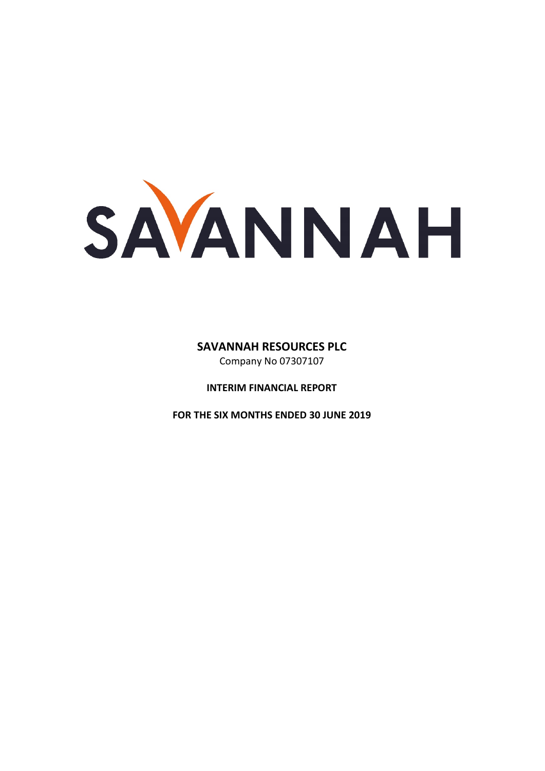SAVANNAH

**SAVANNAH RESOURCES PLC**

Company No 07307107

**INTERIM FINANCIAL REPORT**

**FOR THE SIX MONTHS ENDED 30 JUNE 2019**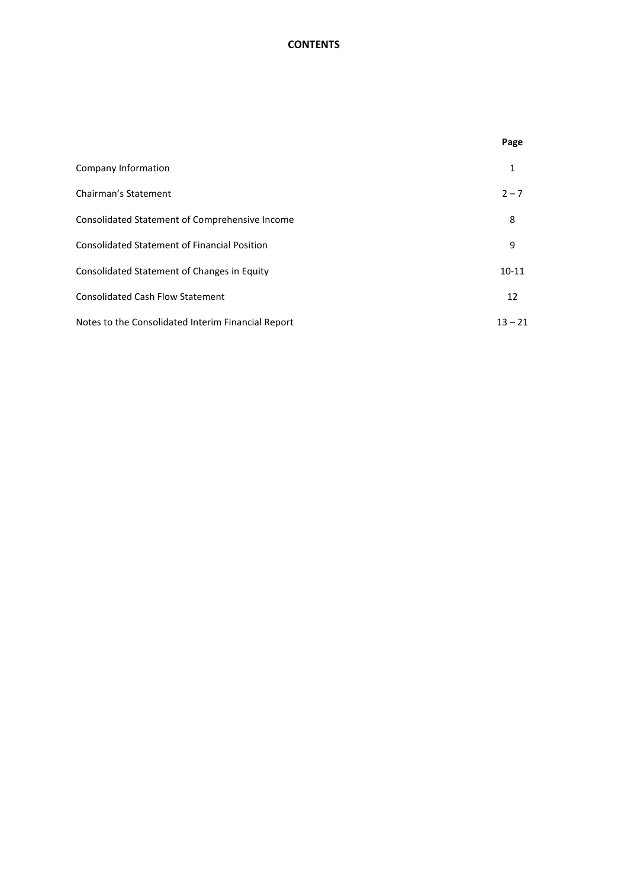# CONTENTS

| | Page |
|---|---|
| Company Information | 1 |
| Chairman's Statement | 2 – 7 |
| Consolidated Statement of Comprehensive Income | 8 |
| Consolidated Statement of Financial Position | 9 |
| Consolidated Statement of Changes in Equity | 10-11 |
| Consolidated Cash Flow Statement | 12 |
| Notes to the Consolidated Interim Financial Report | 13 – 21 |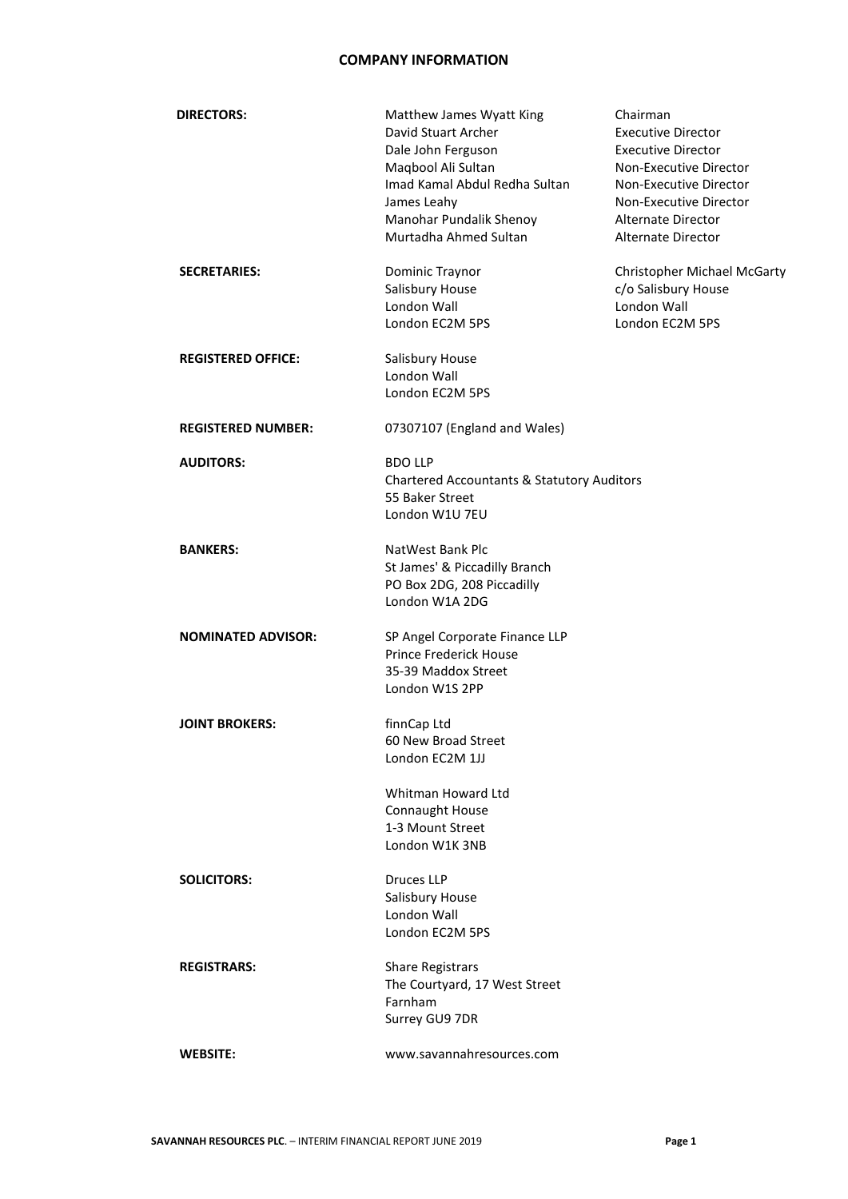# COMPANY INFORMATION

**DIRECTORS:**

| | |
|---|---|
| Matthew James Wyatt King | Chairman |
| David Stuart Archer | Executive Director |
| Dale John Ferguson | Executive Director |
| Maqbool Ali Sultan | Non-Executive Director |
| Imad Kamal Abdul Redha Sultan | Non-Executive Director |
| James Leahy | Non-Executive Director |
| Manohar Pundalik Shenoy | Alternate Director |
| Murtadha Ahmed Sultan | Alternate Director |

**SECRETARIES:**

Dominic Traynor
Salisbury House
London Wall
London EC2M 5PS

Christopher Michael McGarty
c/o Salisbury House
London Wall
London EC2M 5PS

**REGISTERED OFFICE:**

Salisbury House
London Wall
London EC2M 5PS

**REGISTERED NUMBER:** 07307107 (England and Wales)

**AUDITORS:**

BDO LLP
Chartered Accountants & Statutory Auditors
55 Baker Street
London W1U 7EU

**BANKERS:**

NatWest Bank Plc
St James' & Piccadilly Branch
PO Box 2DG, 208 Piccadilly
London W1A 2DG

**NOMINATED ADVISOR:**

SP Angel Corporate Finance LLP
Prince Frederick House
35-39 Maddox Street
London W1S 2PP

**JOINT BROKERS:**

finnCap Ltd
60 New Broad Street
London EC2M 1JJ

Whitman Howard Ltd
Connaught House
1-3 Mount Street
London W1K 3NB

**SOLICITORS:**

Druces LLP
Salisbury House
London Wall
London EC2M 5PS

**REGISTRARS:**

Share Registrars
The Courtyard, 17 West Street
Farnham
Surrey GU9 7DR

**WEBSITE:** www.savannahresources.com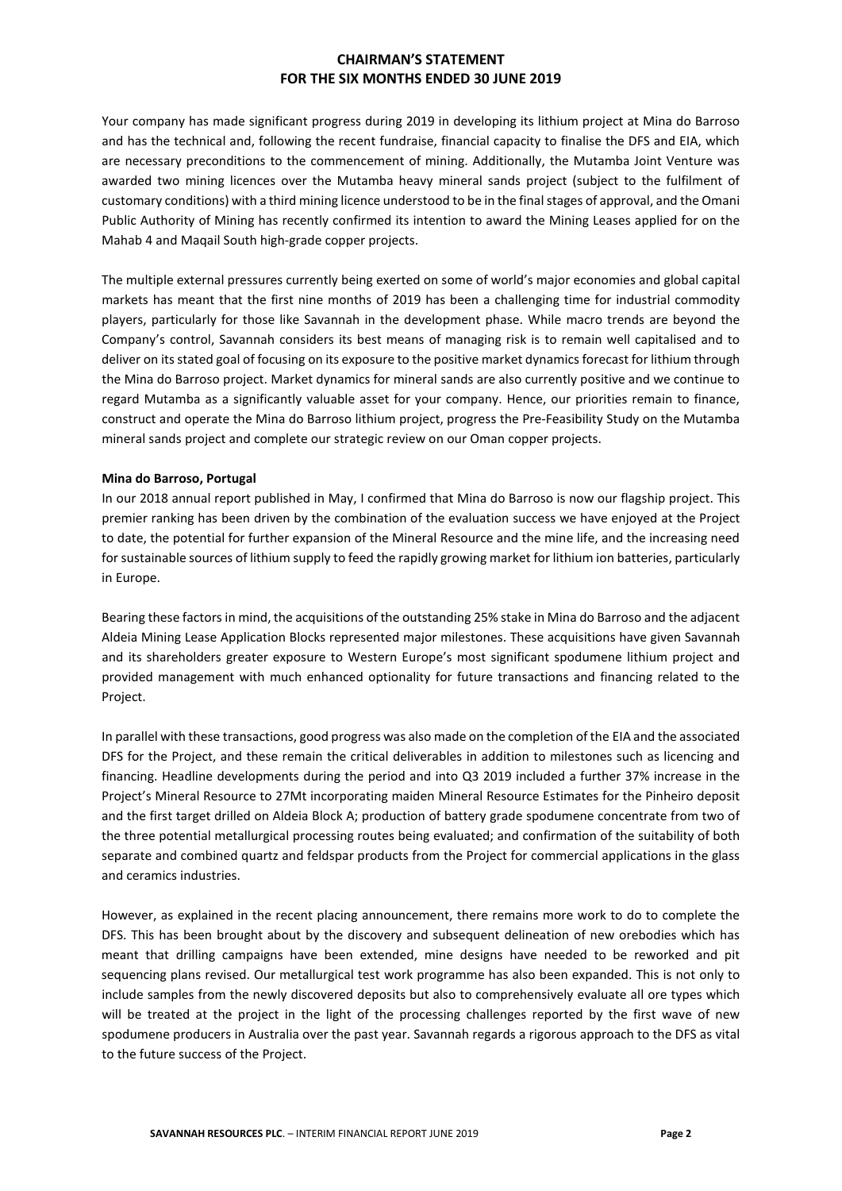# CHAIRMAN'S STATEMENT
## FOR THE SIX MONTHS ENDED 30 JUNE 2019

Your company has made significant progress during 2019 in developing its lithium project at Mina do Barroso and has the technical and, following the recent fundraise, financial capacity to finalise the DFS and EIA, which are necessary preconditions to the commencement of mining. Additionally, the Mutamba Joint Venture was awarded two mining licences over the Mutamba heavy mineral sands project (subject to the fulfilment of customary conditions) with a third mining licence understood to be in the final stages of approval, and the Omani Public Authority of Mining has recently confirmed its intention to award the Mining Leases applied for on the Mahab 4 and Maqail South high-grade copper projects.

The multiple external pressures currently being exerted on some of world's major economies and global capital markets has meant that the first nine months of 2019 has been a challenging time for industrial commodity players, particularly for those like Savannah in the development phase. While macro trends are beyond the Company's control, Savannah considers its best means of managing risk is to remain well capitalised and to deliver on its stated goal of focusing on its exposure to the positive market dynamics forecast for lithium through the Mina do Barroso project. Market dynamics for mineral sands are also currently positive and we continue to regard Mutamba as a significantly valuable asset for your company. Hence, our priorities remain to finance, construct and operate the Mina do Barroso lithium project, progress the Pre-Feasibility Study on the Mutamba mineral sands project and complete our strategic review on our Oman copper projects.

**Mina do Barroso, Portugal**

In our 2018 annual report published in May, I confirmed that Mina do Barroso is now our flagship project. This premier ranking has been driven by the combination of the evaluation success we have enjoyed at the Project to date, the potential for further expansion of the Mineral Resource and the mine life, and the increasing need for sustainable sources of lithium supply to feed the rapidly growing market for lithium ion batteries, particularly in Europe.

Bearing these factors in mind, the acquisitions of the outstanding 25% stake in Mina do Barroso and the adjacent Aldeia Mining Lease Application Blocks represented major milestones. These acquisitions have given Savannah and its shareholders greater exposure to Western Europe's most significant spodumene lithium project and provided management with much enhanced optionality for future transactions and financing related to the Project.

In parallel with these transactions, good progress was also made on the completion of the EIA and the associated DFS for the Project, and these remain the critical deliverables in addition to milestones such as licencing and financing. Headline developments during the period and into Q3 2019 included a further 37% increase in the Project's Mineral Resource to 27Mt incorporating maiden Mineral Resource Estimates for the Pinheiro deposit and the first target drilled on Aldeia Block A; production of battery grade spodumene concentrate from two of the three potential metallurgical processing routes being evaluated; and confirmation of the suitability of both separate and combined quartz and feldspar products from the Project for commercial applications in the glass and ceramics industries.

However, as explained in the recent placing announcement, there remains more work to do to complete the DFS. This has been brought about by the discovery and subsequent delineation of new orebodies which has meant that drilling campaigns have been extended, mine designs have needed to be reworked and pit sequencing plans revised. Our metallurgical test work programme has also been expanded. This is not only to include samples from the newly discovered deposits but also to comprehensively evaluate all ore types which will be treated at the project in the light of the processing challenges reported by the first wave of new spodumene producers in Australia over the past year. Savannah regards a rigorous approach to the DFS as vital to the future success of the Project.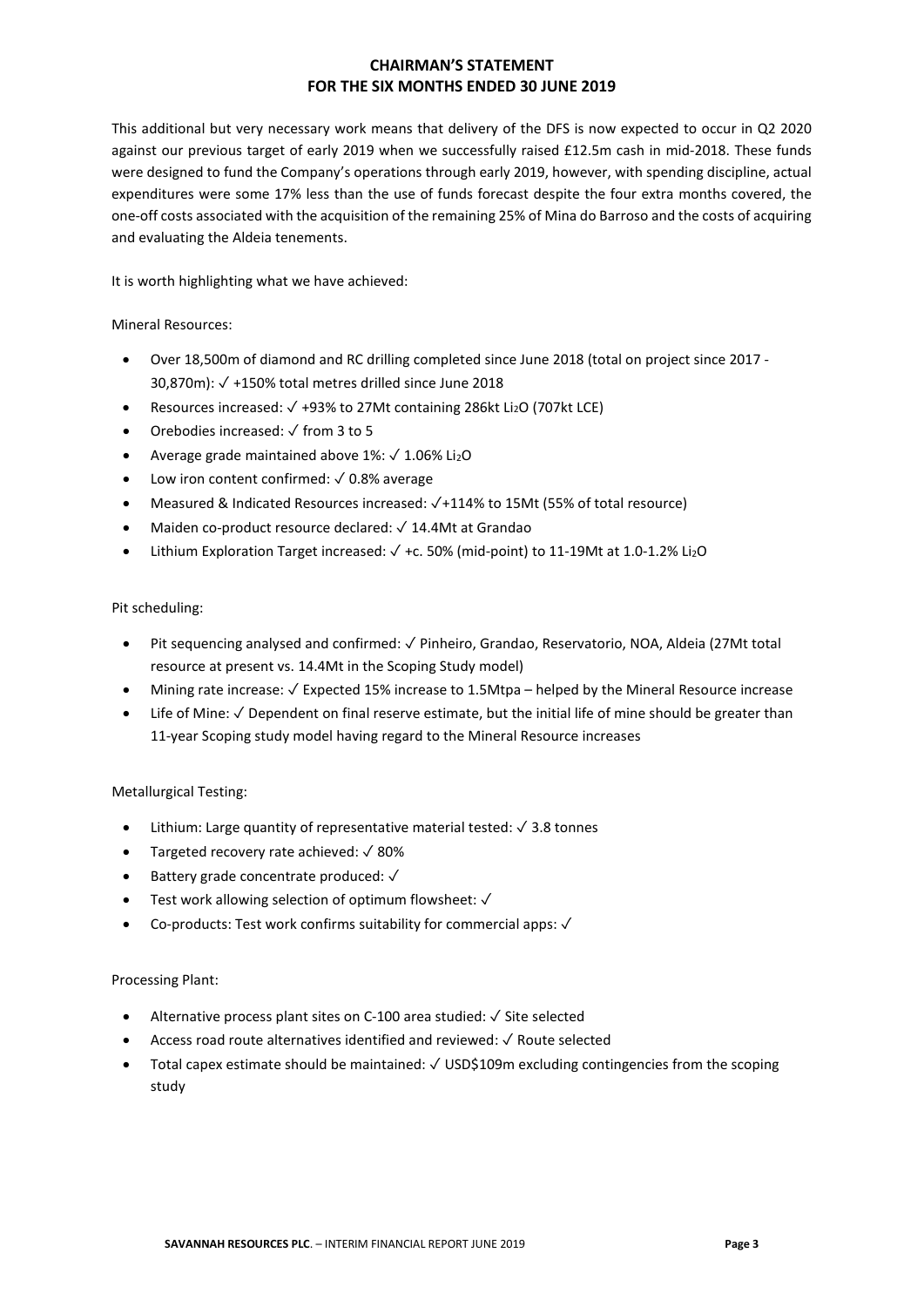## CHAIRMAN'S STATEMENT
## FOR THE SIX MONTHS ENDED 30 JUNE 2019

This additional but very necessary work means that delivery of the DFS is now expected to occur in Q2 2020 against our previous target of early 2019 when we successfully raised £12.5m cash in mid-2018. These funds were designed to fund the Company's operations through early 2019, however, with spending discipline, actual expenditures were some 17% less than the use of funds forecast despite the four extra months covered, the one-off costs associated with the acquisition of the remaining 25% of Mina do Barroso and the costs of acquiring and evaluating the Aldeia tenements.

It is worth highlighting what we have achieved:

Mineral Resources:

- Over 18,500m of diamond and RC drilling completed since June 2018 (total on project since 2017 - 30,870m): ✓ +150% total metres drilled since June 2018
- Resources increased: ✓ +93% to 27Mt containing 286kt $Li_2O$ (707kt LCE)
- Orebodies increased: ✓ from 3 to 5
- Average grade maintained above 1%: ✓ 1.06% $Li_2O$
- Low iron content confirmed: ✓ 0.8% average
- Measured & Indicated Resources increased: ✓+114% to 15Mt (55% of total resource)
- Maiden co-product resource declared: ✓ 14.4Mt at Grandao
- Lithium Exploration Target increased: ✓ +c. 50% (mid-point) to 11-19Mt at 1.0-1.2% $Li_2O$

Pit scheduling:

- Pit sequencing analysed and confirmed: ✓ Pinheiro, Grandao, Reservatorio, NOA, Aldeia (27Mt total resource at present vs. 14.4Mt in the Scoping Study model)
- Mining rate increase: ✓ Expected 15% increase to 1.5Mtpa – helped by the Mineral Resource increase
- Life of Mine: ✓ Dependent on final reserve estimate, but the initial life of mine should be greater than 11-year Scoping study model having regard to the Mineral Resource increases

Metallurgical Testing:

- Lithium: Large quantity of representative material tested: ✓ 3.8 tonnes
- Targeted recovery rate achieved: ✓ 80%
- Battery grade concentrate produced: ✓
- Test work allowing selection of optimum flowsheet: ✓
- Co-products: Test work confirms suitability for commercial apps: ✓

Processing Plant:

- Alternative process plant sites on C-100 area studied: ✓ Site selected
- Access road route alternatives identified and reviewed: ✓ Route selected
- Total capex estimate should be maintained: ✓ USD$109m excluding contingencies from the scoping study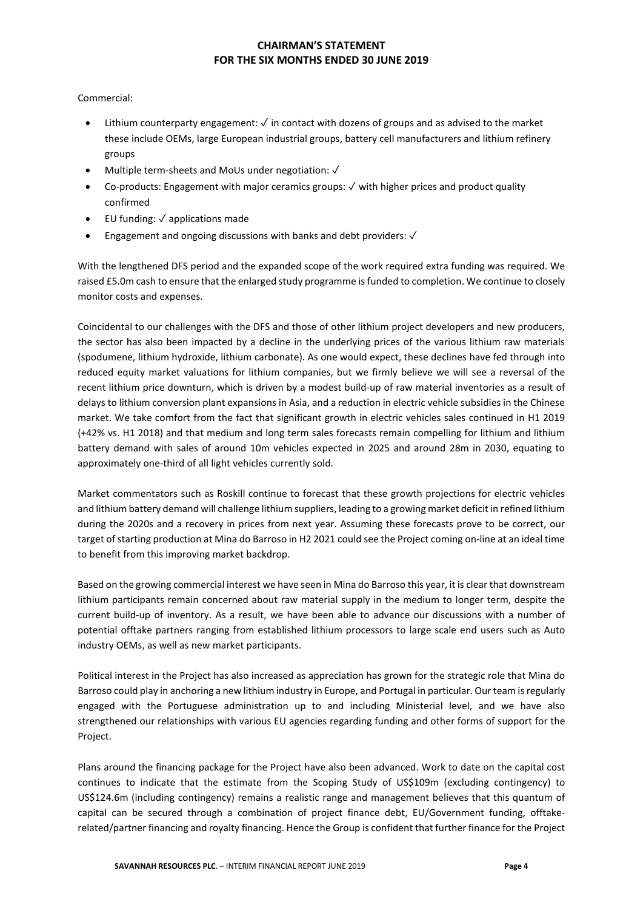# CHAIRMAN'S STATEMENT
## FOR THE SIX MONTHS ENDED 30 JUNE 2019

Commercial:

- Lithium counterparty engagement: ✓ in contact with dozens of groups and as advised to the market these include OEMs, large European industrial groups, battery cell manufacturers and lithium refinery groups
- Multiple term-sheets and MoUs under negotiation: ✓
- Co-products: Engagement with major ceramics groups: ✓ with higher prices and product quality confirmed
- EU funding: ✓ applications made
- Engagement and ongoing discussions with banks and debt providers: ✓

With the lengthened DFS period and the expanded scope of the work required extra funding was required. We raised £5.0m cash to ensure that the enlarged study programme is funded to completion. We continue to closely monitor costs and expenses.

Coincidental to our challenges with the DFS and those of other lithium project developers and new producers, the sector has also been impacted by a decline in the underlying prices of the various lithium raw materials (spodumene, lithium hydroxide, lithium carbonate). As one would expect, these declines have fed through into reduced equity market valuations for lithium companies, but we firmly believe we will see a reversal of the recent lithium price downturn, which is driven by a modest build-up of raw material inventories as a result of delays to lithium conversion plant expansions in Asia, and a reduction in electric vehicle subsidies in the Chinese market. We take comfort from the fact that significant growth in electric vehicles sales continued in H1 2019 (+42% vs. H1 2018) and that medium and long term sales forecasts remain compelling for lithium and lithium battery demand with sales of around 10m vehicles expected in 2025 and around 28m in 2030, equating to approximately one-third of all light vehicles currently sold.

Market commentators such as Roskill continue to forecast that these growth projections for electric vehicles and lithium battery demand will challenge lithium suppliers, leading to a growing market deficit in refined lithium during the 2020s and a recovery in prices from next year. Assuming these forecasts prove to be correct, our target of starting production at Mina do Barroso in H2 2021 could see the Project coming on-line at an ideal time to benefit from this improving market backdrop.

Based on the growing commercial interest we have seen in Mina do Barroso this year, it is clear that downstream lithium participants remain concerned about raw material supply in the medium to longer term, despite the current build-up of inventory. As a result, we have been able to advance our discussions with a number of potential offtake partners ranging from established lithium processors to large scale end users such as Auto industry OEMs, as well as new market participants.

Political interest in the Project has also increased as appreciation has grown for the strategic role that Mina do Barroso could play in anchoring a new lithium industry in Europe, and Portugal in particular. Our team is regularly engaged with the Portuguese administration up to and including Ministerial level, and we have also strengthened our relationships with various EU agencies regarding funding and other forms of support for the Project.

Plans around the financing package for the Project have also been advanced. Work to date on the capital cost continues to indicate that the estimate from the Scoping Study of US$109m (excluding contingency) to US$124.6m (including contingency) remains a realistic range and management believes that this quantum of capital can be secured through a combination of project finance debt, EU/Government funding, offtake-related/partner financing and royalty financing. Hence the Group is confident that further finance for the Project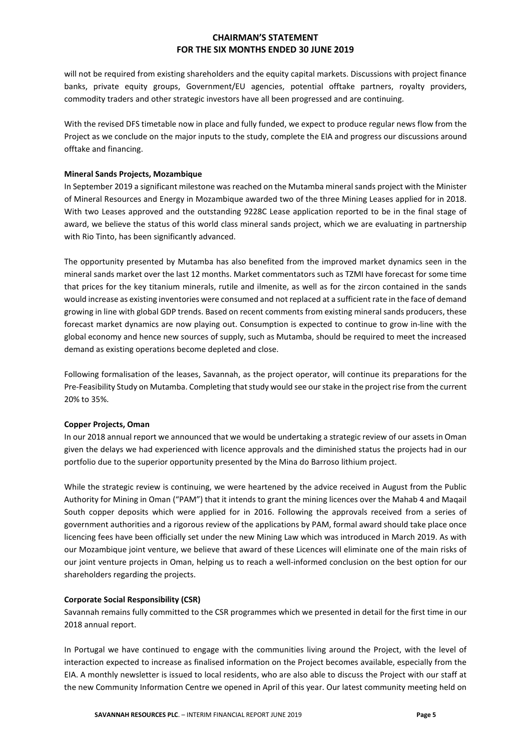will not be required from existing shareholders and the equity capital markets. Discussions with project finance banks, private equity groups, Government/EU agencies, potential offtake partners, royalty providers, commodity traders and other strategic investors have all been progressed and are continuing.

With the revised DFS timetable now in place and fully funded, we expect to produce regular news flow from the Project as we conclude on the major inputs to the study, complete the EIA and progress our discussions around offtake and financing.

**Mineral Sands Projects, Mozambique**

In September 2019 a significant milestone was reached on the Mutamba mineral sands project with the Minister of Mineral Resources and Energy in Mozambique awarded two of the three Mining Leases applied for in 2018. With two Leases approved and the outstanding 9228C Lease application reported to be in the final stage of award, we believe the status of this world class mineral sands project, which we are evaluating in partnership with Rio Tinto, has been significantly advanced.

The opportunity presented by Mutamba has also benefited from the improved market dynamics seen in the mineral sands market over the last 12 months. Market commentators such as TZMI have forecast for some time that prices for the key titanium minerals, rutile and ilmenite, as well as for the zircon contained in the sands would increase as existing inventories were consumed and not replaced at a sufficient rate in the face of demand growing in line with global GDP trends. Based on recent comments from existing mineral sands producers, these forecast market dynamics are now playing out. Consumption is expected to continue to grow in-line with the global economy and hence new sources of supply, such as Mutamba, should be required to meet the increased demand as existing operations become depleted and close.

Following formalisation of the leases, Savannah, as the project operator, will continue its preparations for the Pre-Feasibility Study on Mutamba. Completing that study would see our stake in the project rise from the current 20% to 35%.

**Copper Projects, Oman**

In our 2018 annual report we announced that we would be undertaking a strategic review of our assets in Oman given the delays we had experienced with licence approvals and the diminished status the projects had in our portfolio due to the superior opportunity presented by the Mina do Barroso lithium project.

While the strategic review is continuing, we were heartened by the advice received in August from the Public Authority for Mining in Oman ("PAM") that it intends to grant the mining licences over the Mahab 4 and Maqail South copper deposits which were applied for in 2016. Following the approvals received from a series of government authorities and a rigorous review of the applications by PAM, formal award should take place once licencing fees have been officially set under the new Mining Law which was introduced in March 2019. As with our Mozambique joint venture, we believe that award of these Licences will eliminate one of the main risks of our joint venture projects in Oman, helping us to reach a well-informed conclusion on the best option for our shareholders regarding the projects.

**Corporate Social Responsibility (CSR)**

Savannah remains fully committed to the CSR programmes which we presented in detail for the first time in our 2018 annual report.

In Portugal we have continued to engage with the communities living around the Project, with the level of interaction expected to increase as finalised information on the Project becomes available, especially from the EIA. A monthly newsletter is issued to local residents, who are also able to discuss the Project with our staff at the new Community Information Centre we opened in April of this year. Our latest community meeting held on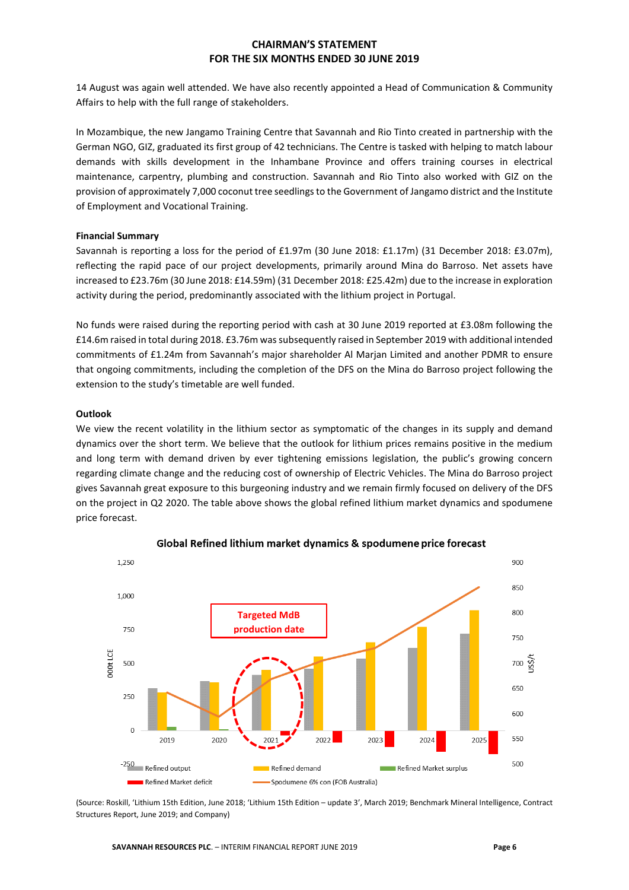**CHAIRMAN'S STATEMENT**
**FOR THE SIX MONTHS ENDED 30 JUNE 2019**

14 August was again well attended. We have also recently appointed a Head of Communication & Community Affairs to help with the full range of stakeholders.

In Mozambique, the new Jangamo Training Centre that Savannah and Rio Tinto created in partnership with the German NGO, GIZ, graduated its first group of 42 technicians. The Centre is tasked with helping to match labour demands with skills development in the Inhambane Province and offers training courses in electrical maintenance, carpentry, plumbing and construction. Savannah and Rio Tinto also worked with GIZ on the provision of approximately 7,000 coconut tree seedlings to the Government of Jangamo district and the Institute of Employment and Vocational Training.

**Financial Summary**

Savannah is reporting a loss for the period of £1.97m (30 June 2018: £1.17m) (31 December 2018: £3.07m), reflecting the rapid pace of our project developments, primarily around Mina do Barroso. Net assets have increased to £23.76m (30 June 2018: £14.59m) (31 December 2018: £25.42m) due to the increase in exploration activity during the period, predominantly associated with the lithium project in Portugal.

No funds were raised during the reporting period with cash at 30 June 2019 reported at £3.08m following the £14.6m raised in total during 2018. £3.76m was subsequently raised in September 2019 with additional intended commitments of £1.24m from Savannah's major shareholder Al Marjan Limited and another PDMR to ensure that ongoing commitments, including the completion of the DFS on the Mina do Barroso project following the extension to the study's timetable are well funded.

**Outlook**

We view the recent volatility in the lithium sector as symptomatic of the changes in its supply and demand dynamics over the short term. We believe that the outlook for lithium prices remains positive in the medium and long term with demand driven by ever tightening emissions legislation, the public's growing concern regarding climate change and the reducing cost of ownership of Electric Vehicles. The Mina do Barroso project gives Savannah great exposure to this burgeoning industry and we remain firmly focused on delivery of the DFS on the project in Q2 2020. The table above shows the global refined lithium market dynamics and spodumene price forecast.

**Global Refined lithium market dynamics & spodumene price forecast**

(Chart: left axis 000t LCE from -250 to 1,250; right axis US$/t from 500 to 900; years 2019–2025; series: Refined output, Refined demand, Refined Market surplus, Refined Market deficit, Spodumene 6% con (FOB Australia); annotation: "Targeted MdB production date" pointing to 2021.)

(Source: Roskill, 'Lithium 15th Edition, June 2018; 'Lithium 15th Edition – update 3', March 2019; Benchmark Mineral Intelligence, Contract Structures Report, June 2019; and Company)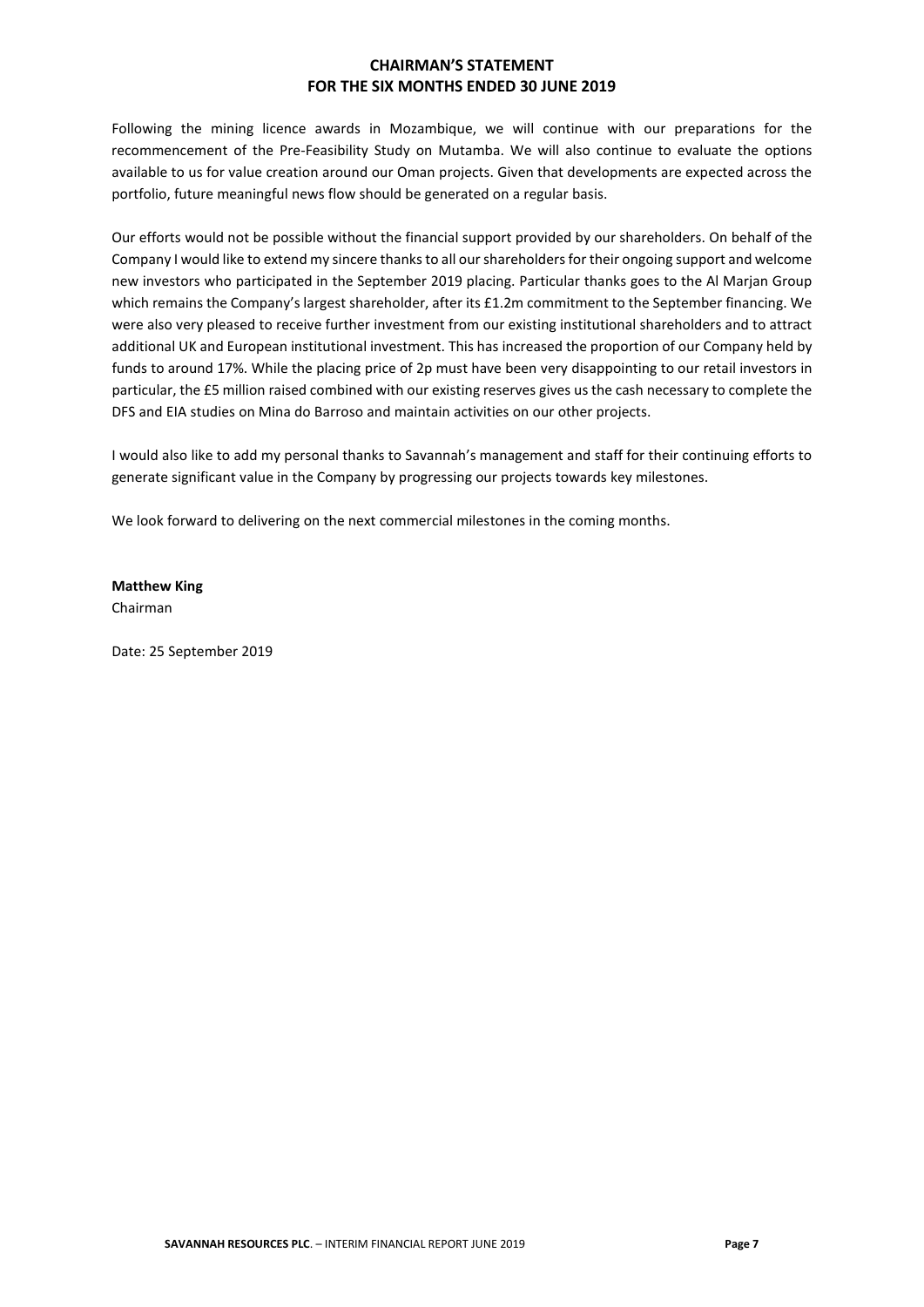# CHAIRMAN'S STATEMENT
# FOR THE SIX MONTHS ENDED 30 JUNE 2019

Following the mining licence awards in Mozambique, we will continue with our preparations for the recommencement of the Pre-Feasibility Study on Mutamba. We will also continue to evaluate the options available to us for value creation around our Oman projects. Given that developments are expected across the portfolio, future meaningful news flow should be generated on a regular basis.

Our efforts would not be possible without the financial support provided by our shareholders. On behalf of the Company I would like to extend my sincere thanks to all our shareholders for their ongoing support and welcome new investors who participated in the September 2019 placing. Particular thanks goes to the Al Marjan Group which remains the Company's largest shareholder, after its £1.2m commitment to the September financing. We were also very pleased to receive further investment from our existing institutional shareholders and to attract additional UK and European institutional investment. This has increased the proportion of our Company held by funds to around 17%. While the placing price of 2p must have been very disappointing to our retail investors in particular, the £5 million raised combined with our existing reserves gives us the cash necessary to complete the DFS and EIA studies on Mina do Barroso and maintain activities on our other projects.

I would also like to add my personal thanks to Savannah's management and staff for their continuing efforts to generate significant value in the Company by progressing our projects towards key milestones.

We look forward to delivering on the next commercial milestones in the coming months.

**Matthew King**
Chairman

Date: 25 September 2019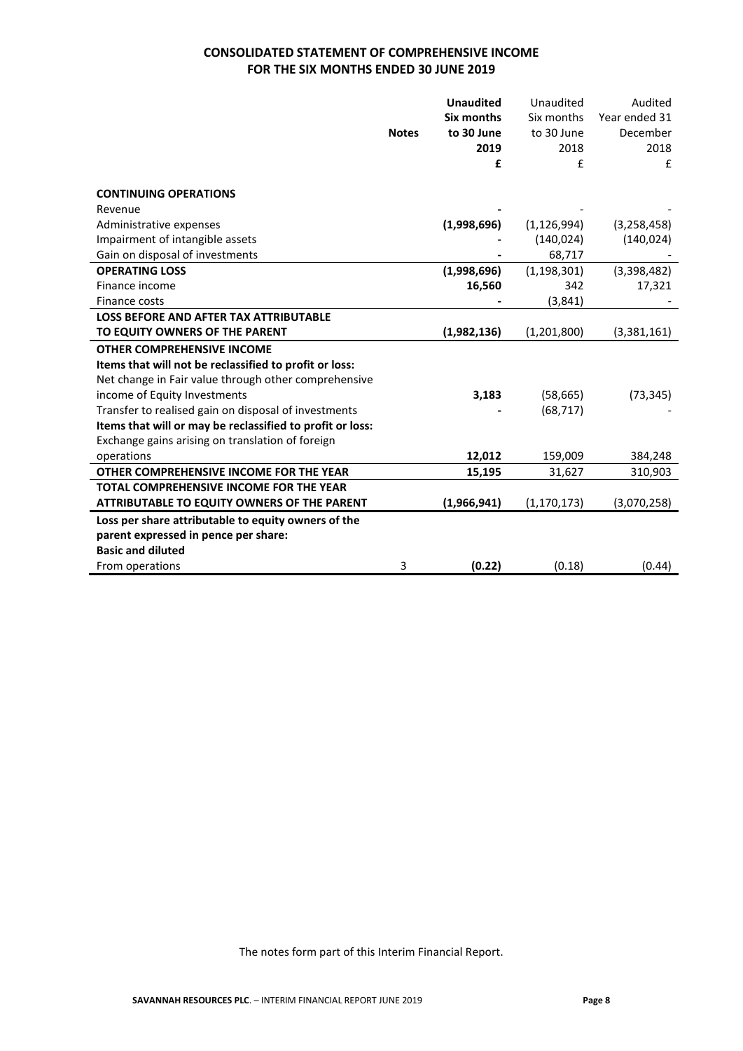## CONSOLIDATED STATEMENT OF COMPREHENSIVE INCOME
## FOR THE SIX MONTHS ENDED 30 JUNE 2019

| | Notes | **Unaudited Six months to 30 June 2019 £** | Unaudited Six months to 30 June 2018 £ | Audited Year ended 31 December 2018 £ |
|---|---|---|---|---|
| **CONTINUING OPERATIONS** | | | | |
| Revenue | | **-** | - | - |
| Administrative expenses | | **(1,998,696)** | (1,126,994) | (3,258,458) |
| Impairment of intangible assets | | **-** | (140,024) | (140,024) |
| Gain on disposal of investments | | **-** | 68,717 | - |
| **OPERATING LOSS** | | **(1,998,696)** | (1,198,301) | (3,398,482) |
| Finance income | | **16,560** | 342 | 17,321 |
| Finance costs | | **-** | (3,841) | - |
| **LOSS BEFORE AND AFTER TAX ATTRIBUTABLE TO EQUITY OWNERS OF THE PARENT** | | **(1,982,136)** | (1,201,800) | (3,381,161) |
| **OTHER COMPREHENSIVE INCOME** | | | | |
| **Items that will not be reclassified to profit or loss:** | | | | |
| Net change in Fair value through other comprehensive income of Equity Investments | | **3,183** | (58,665) | (73,345) |
| Transfer to realised gain on disposal of investments | | **-** | (68,717) | - |
| **Items that will or may be reclassified to profit or loss:** | | | | |
| Exchange gains arising on translation of foreign operations | | **12,012** | 159,009 | 384,248 |
| **OTHER COMPREHENSIVE INCOME FOR THE YEAR** | | **15,195** | 31,627 | 310,903 |
| **TOTAL COMPREHENSIVE INCOME FOR THE YEAR ATTRIBUTABLE TO EQUITY OWNERS OF THE PARENT** | | **(1,966,941)** | (1,170,173) | (3,070,258) |
| **Loss per share attributable to equity owners of the parent expressed in pence per share:** | | | | |
| **Basic and diluted** | | | | |
| From operations | 3 | **(0.22)** | (0.18) | (0.44) |

The notes form part of this Interim Financial Report.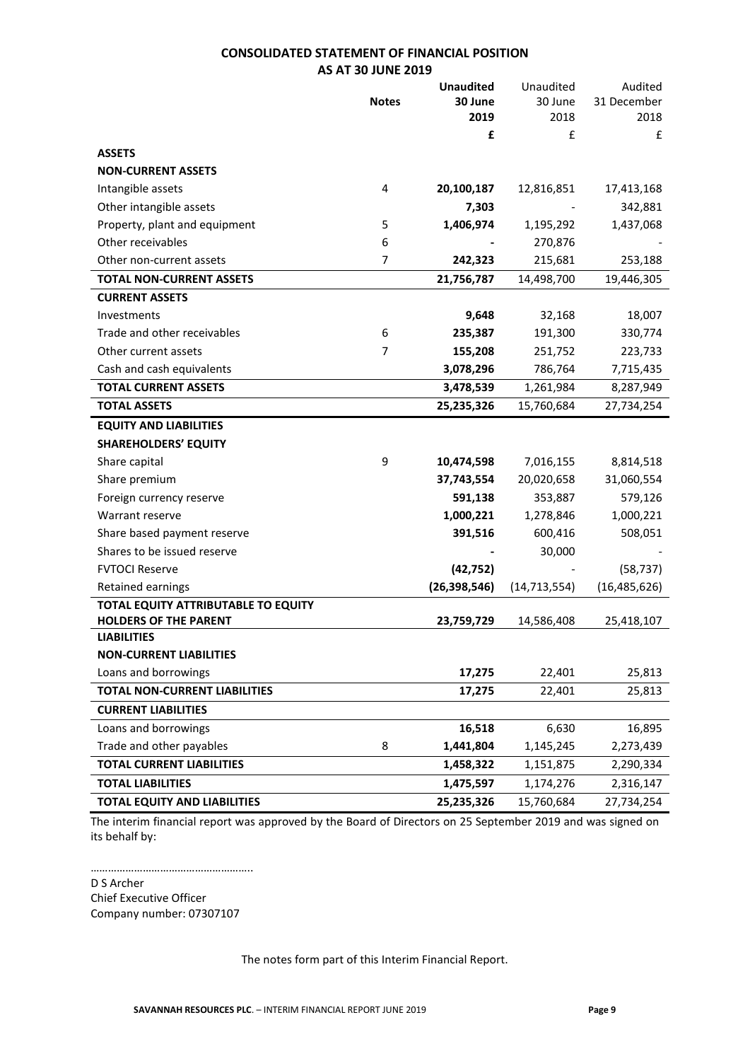## CONSOLIDATED STATEMENT OF FINANCIAL POSITION
### AS AT 30 JUNE 2019

| | Notes | Unaudited 30 June 2019 | Unaudited 30 June 2018 | Audited 31 December 2018 |
|---|---|---|---|---|
| | | **£** | £ | £ |
| **ASSETS** | | | | |
| **NON-CURRENT ASSETS** | | | | |
| Intangible assets | 4 | **20,100,187** | 12,816,851 | 17,413,168 |
| Other intangible assets | | **7,303** | - | 342,881 |
| Property, plant and equipment | 5 | **1,406,974** | 1,195,292 | 1,437,068 |
| Other receivables | 6 | **-** | 270,876 | - |
| Other non-current assets | 7 | **242,323** | 215,681 | 253,188 |
| **TOTAL NON-CURRENT ASSETS** | | **21,756,787** | 14,498,700 | 19,446,305 |
| **CURRENT ASSETS** | | | | |
| Investments | | **9,648** | 32,168 | 18,007 |
| Trade and other receivables | 6 | **235,387** | 191,300 | 330,774 |
| Other current assets | 7 | **155,208** | 251,752 | 223,733 |
| Cash and cash equivalents | | **3,078,296** | 786,764 | 7,715,435 |
| **TOTAL CURRENT ASSETS** | | **3,478,539** | 1,261,984 | 8,287,949 |
| **TOTAL ASSETS** | | **25,235,326** | 15,760,684 | 27,734,254 |
| **EQUITY AND LIABILITIES** | | | | |
| **SHAREHOLDERS' EQUITY** | | | | |
| Share capital | 9 | **10,474,598** | 7,016,155 | 8,814,518 |
| Share premium | | **37,743,554** | 20,020,658 | 31,060,554 |
| Foreign currency reserve | | **591,138** | 353,887 | 579,126 |
| Warrant reserve | | **1,000,221** | 1,278,846 | 1,000,221 |
| Share based payment reserve | | **391,516** | 600,416 | 508,051 |
| Shares to be issued reserve | | **-** | 30,000 | - |
| FVTOCI Reserve | | **(42,752)** | - | (58,737) |
| Retained earnings | | **(26,398,546)** | (14,713,554) | (16,485,626) |
| **TOTAL EQUITY ATTRIBUTABLE TO EQUITY HOLDERS OF THE PARENT** | | **23,759,729** | 14,586,408 | 25,418,107 |
| **LIABILITIES** | | | | |
| **NON-CURRENT LIABILITIES** | | | | |
| Loans and borrowings | | **17,275** | 22,401 | 25,813 |
| **TOTAL NON-CURRENT LIABILITIES** | | **17,275** | 22,401 | 25,813 |
| **CURRENT LIABILITIES** | | | | |
| Loans and borrowings | | **16,518** | 6,630 | 16,895 |
| Trade and other payables | 8 | **1,441,804** | 1,145,245 | 2,273,439 |
| **TOTAL CURRENT LIABILITIES** | | **1,458,322** | 1,151,875 | 2,290,334 |
| **TOTAL LIABILITIES** | | **1,475,597** | 1,174,276 | 2,316,147 |
| **TOTAL EQUITY AND LIABILITIES** | | **25,235,326** | 15,760,684 | 27,734,254 |

The interim financial report was approved by the Board of Directors on 25 September 2019 and was signed on its behalf by:

………………………………………………..

D S Archer
Chief Executive Officer
Company number: 07307107

The notes form part of this Interim Financial Report.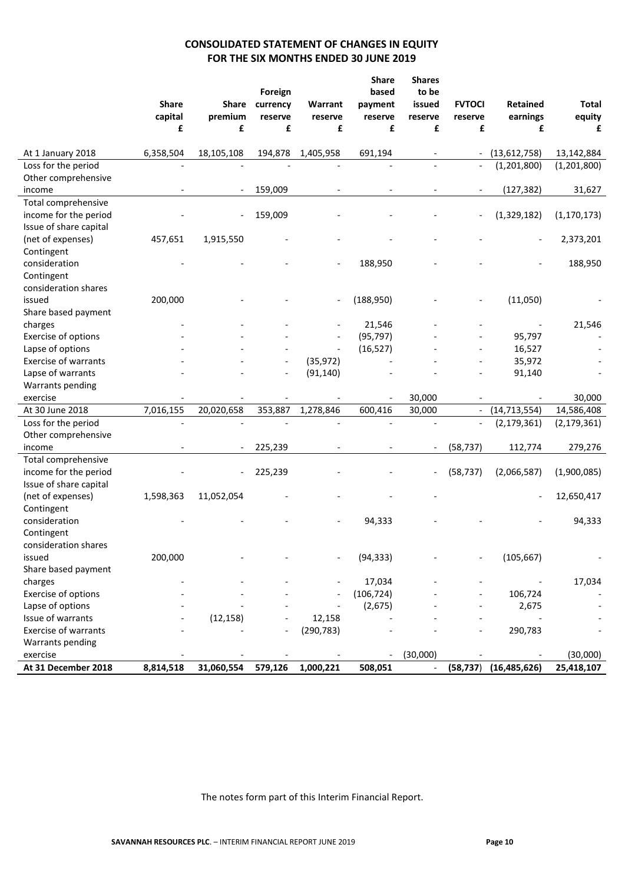## CONSOLIDATED STATEMENT OF CHANGES IN EQUITY
## FOR THE SIX MONTHS ENDED 30 JUNE 2019

| | Share capital £ | Share premium £ | Foreign currency reserve £ | Warrant reserve £ | Share based payment reserve £ | Shares to be issued reserve £ | FVTOCI reserve £ | Retained earnings £ | Total equity £ |
|---|---|---|---|---|---|---|---|---|---|
| At 1 January 2018 | 6,358,504 | 18,105,108 | 194,878 | 1,405,958 | 691,194 | - | - | (13,612,758) | 13,142,884 |
| Loss for the period | - | - | - | - | - | - | - | (1,201,800) | (1,201,800) |
| Other comprehensive income | - | - | 159,009 | - | - | - | - | (127,382) | 31,627 |
| Total comprehensive income for the period | - | - | 159,009 | - | - | - | - | (1,329,182) | (1,170,173) |
| Issue of share capital (net of expenses) | 457,651 | 1,915,550 | - | - | - | - | - | - | 2,373,201 |
| Contingent consideration | - | - | - | - | 188,950 | - | - | - | 188,950 |
| Contingent consideration shares issued | 200,000 | - | - | - | (188,950) | - | - | (11,050) | - |
| Share based payment charges | - | - | - | - | 21,546 | - | - | - | 21,546 |
| Exercise of options | - | - | - | - | (95,797) | - | - | 95,797 | - |
| Lapse of options | - | - | - | - | (16,527) | - | - | 16,527 | - |
| Exercise of warrants | - | - | - | (35,972) | - | - | - | 35,972 | - |
| Lapse of warrants | - | - | - | (91,140) | - | - | - | 91,140 | - |
| Warrants pending exercise | - | - | - | - | - | 30,000 | - | - | 30,000 |
| At 30 June 2018 | 7,016,155 | 20,020,658 | 353,887 | 1,278,846 | 600,416 | 30,000 | - | (14,713,554) | 14,586,408 |
| Loss for the period | - | - | - | - | - | - | - | (2,179,361) | (2,179,361) |
| Other comprehensive income | - | - | 225,239 | - | - | - | (58,737) | 112,774 | 279,276 |
| Total comprehensive income for the period | - | - | 225,239 | - | - | - | (58,737) | (2,066,587) | (1,900,085) |
| Issue of share capital (net of expenses) | 1,598,363 | 11,052,054 | - | - | - | - | - | - | 12,650,417 |
| Contingent consideration | - | - | - | - | 94,333 | - | - | - | 94,333 |
| Contingent consideration shares issued | 200,000 | - | - | - | (94,333) | - | - | (105,667) | - |
| Share based payment charges | - | - | - | - | 17,034 | - | - | - | 17,034 |
| Exercise of options | - | - | - | - | (106,724) | - | - | 106,724 | - |
| Lapse of options | - | - | - | - | (2,675) | - | - | 2,675 | - |
| Issue of warrants | - | (12,158) | - | 12,158 | - | - | - | - | - |
| Exercise of warrants | - | - | - | (290,783) | - | - | - | 290,783 | - |
| Warrants pending exercise | - | - | - | - | - | (30,000) | - | - | (30,000) |
| **At 31 December 2018** | **8,814,518** | **31,060,554** | **579,126** | **1,000,221** | **508,051** | **-** | **(58,737)** | **(16,485,626)** | **25,418,107** |

The notes form part of this Interim Financial Report.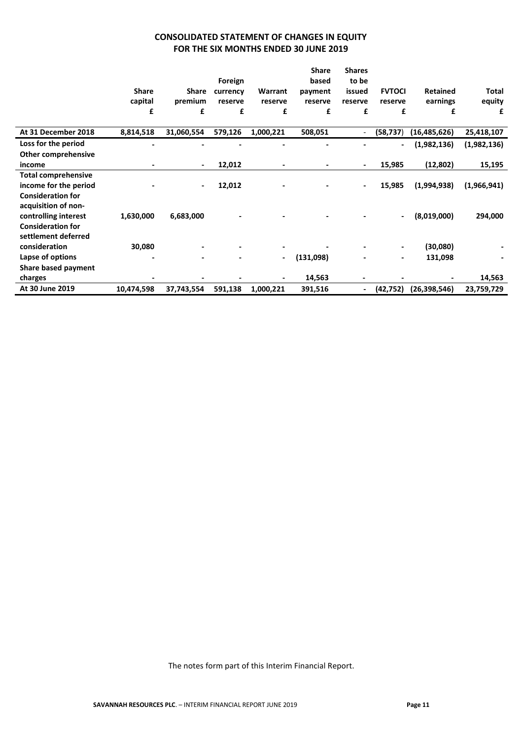# CONSOLIDATED STATEMENT OF CHANGES IN EQUITY
## FOR THE SIX MONTHS ENDED 30 JUNE 2019

| | Share capital £ | Share premium £ | Foreign currency reserve £ | Warrant reserve £ | Share based payment reserve £ | Shares to be issued reserve £ | FVTOCI reserve £ | Retained earnings £ | Total equity £ |
|---|---|---|---|---|---|---|---|---|---|
| **At 31 December 2018** | **8,814,518** | **31,060,554** | **579,126** | **1,000,221** | **508,051** | - | **(58,737)** | **(16,485,626)** | **25,418,107** |
| **Loss for the period** | - | - | - | - | - | - | - | **(1,982,136)** | **(1,982,136)** |
| **Other comprehensive income** | - | - | **12,012** | - | - | - | **15,985** | **(12,802)** | **15,195** |
| **Total comprehensive income for the period** | - | - | **12,012** | - | - | - | **15,985** | **(1,994,938)** | **(1,966,941)** |
| **Consideration for acquisition of non-controlling interest** | **1,630,000** | **6,683,000** | - | - | - | - | - | **(8,019,000)** | **294,000** |
| **Consideration for settlement deferred consideration** | **30,080** | - | - | - | - | - | - | **(30,080)** | - |
| **Lapse of options** | - | - | - | - | **(131,098)** | - | - | **131,098** | - |
| **Share based payment charges** | - | - | - | - | **14,563** | - | - | - | **14,563** |
| **At 30 June 2019** | **10,474,598** | **37,743,554** | **591,138** | **1,000,221** | **391,516** | - | **(42,752)** | **(26,398,546)** | **23,759,729** |

The notes form part of this Interim Financial Report.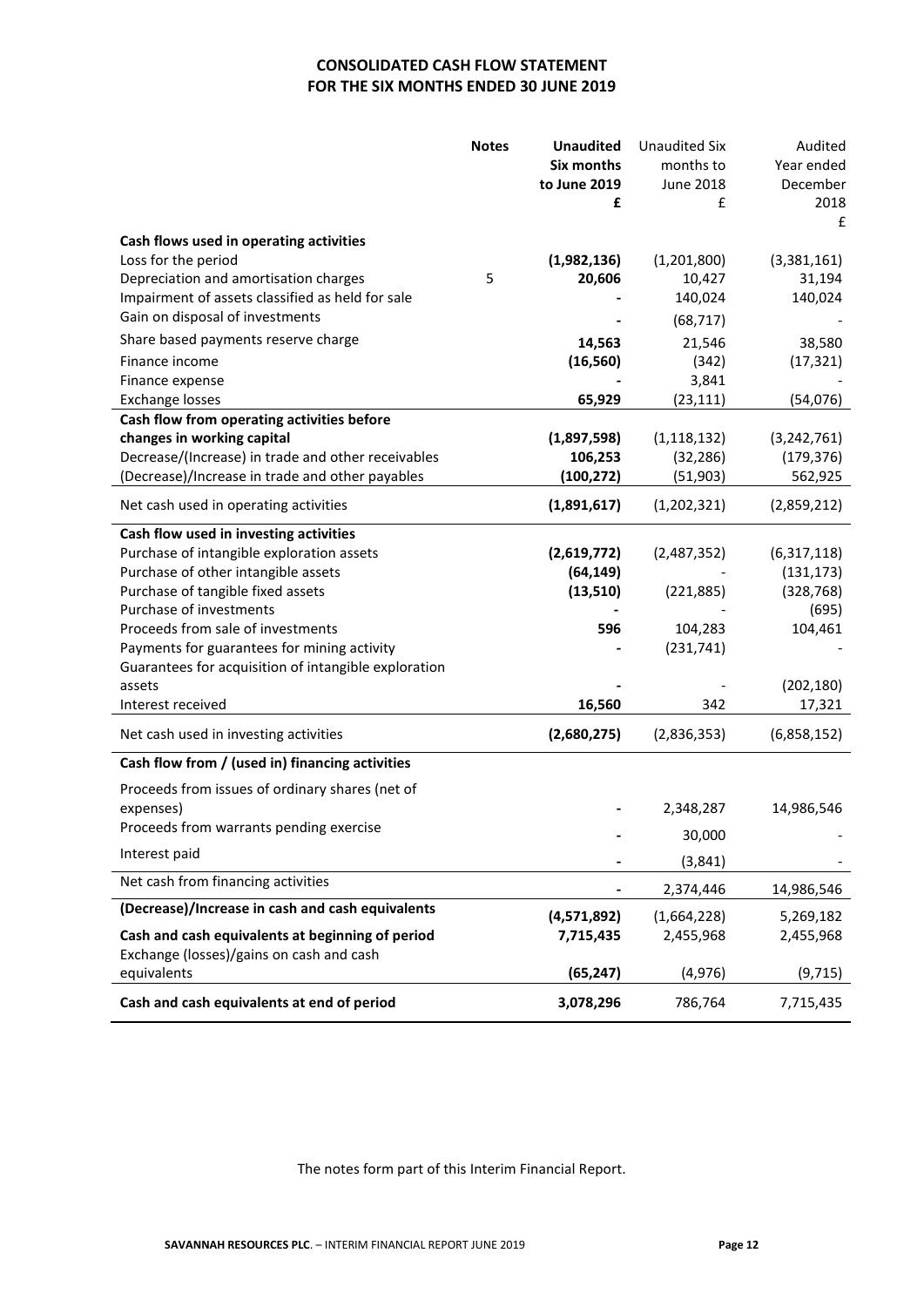# CONSOLIDATED CASH FLOW STATEMENT
## FOR THE SIX MONTHS ENDED 30 JUNE 2019

| | Notes | **Unaudited Six months to June 2019 £** | Unaudited Six months to June 2018 £ | Audited Year ended December 2018 £ |
|---|---|---|---|---|
| **Cash flows used in operating activities** | | | | |
| Loss for the period | | **(1,982,136)** | (1,201,800) | (3,381,161) |
| Depreciation and amortisation charges | 5 | **20,606** | 10,427 | 31,194 |
| Impairment of assets classified as held for sale | | **-** | 140,024 | 140,024 |
| Gain on disposal of investments | | **-** | (68,717) | - |
| Share based payments reserve charge | | **14,563** | 21,546 | 38,580 |
| Finance income | | **(16,560)** | (342) | (17,321) |
| Finance expense | | **-** | 3,841 | - |
| Exchange losses | | **65,929** | (23,111) | (54,076) |
| **Cash flow from operating activities before changes in working capital** | | **(1,897,598)** | (1,118,132) | (3,242,761) |
| Decrease/(Increase) in trade and other receivables | | **106,253** | (32,286) | (179,376) |
| (Decrease)/Increase in trade and other payables | | **(100,272)** | (51,903) | 562,925 |
| Net cash used in operating activities | | **(1,891,617)** | (1,202,321) | (2,859,212) |
| **Cash flow used in investing activities** | | | | |
| Purchase of intangible exploration assets | | **(2,619,772)** | (2,487,352) | (6,317,118) |
| Purchase of other intangible assets | | **(64,149)** | - | (131,173) |
| Purchase of tangible fixed assets | | **(13,510)** | (221,885) | (328,768) |
| Purchase of investments | | **-** | - | (695) |
| Proceeds from sale of investments | | **596** | 104,283 | 104,461 |
| Payments for guarantees for mining activity | | **-** | (231,741) | - |
| Guarantees for acquisition of intangible exploration assets | | **-** | - | (202,180) |
| Interest received | | **16,560** | 342 | 17,321 |
| Net cash used in investing activities | | **(2,680,275)** | (2,836,353) | (6,858,152) |
| **Cash flow from / (used in) financing activities** | | | | |
| Proceeds from issues of ordinary shares (net of expenses) | | **-** | 2,348,287 | 14,986,546 |
| Proceeds from warrants pending exercise | | **-** | 30,000 | - |
| Interest paid | | **-** | (3,841) | - |
| Net cash from financing activities | | **-** | 2,374,446 | 14,986,546 |
| **(Decrease)/Increase in cash and cash equivalents** | | **(4,571,892)** | (1,664,228) | 5,269,182 |
| **Cash and cash equivalents at beginning of period** | | **7,715,435** | 2,455,968 | 2,455,968 |
| Exchange (losses)/gains on cash and cash equivalents | | **(65,247)** | (4,976) | (9,715) |
| **Cash and cash equivalents at end of period** | | **3,078,296** | 786,764 | 7,715,435 |

The notes form part of this Interim Financial Report.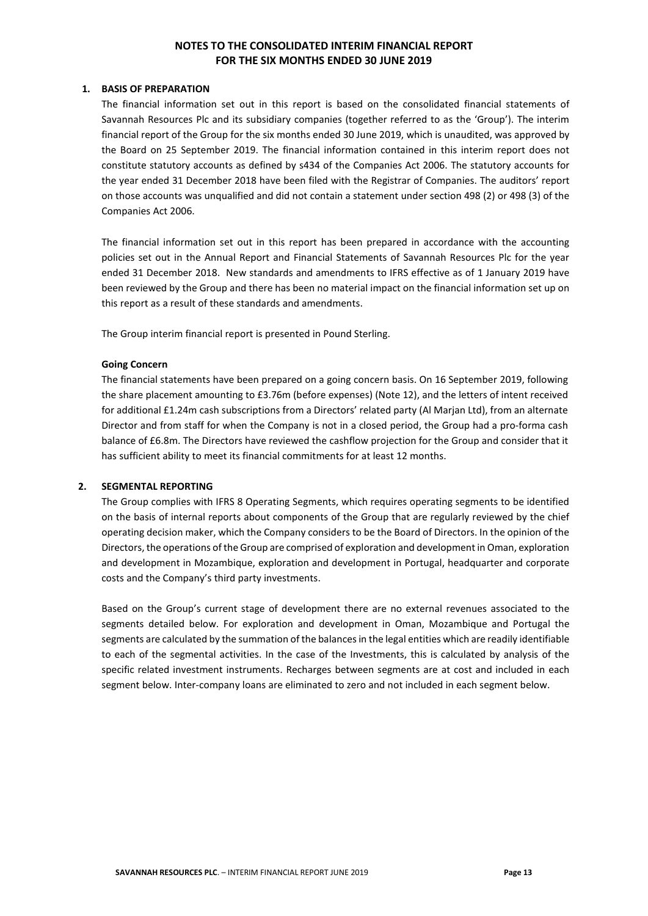# NOTES TO THE CONSOLIDATED INTERIM FINANCIAL REPORT FOR THE SIX MONTHS ENDED 30 JUNE 2019

## 1. BASIS OF PREPARATION

The financial information set out in this report is based on the consolidated financial statements of Savannah Resources Plc and its subsidiary companies (together referred to as the 'Group'). The interim financial report of the Group for the six months ended 30 June 2019, which is unaudited, was approved by the Board on 25 September 2019. The financial information contained in this interim report does not constitute statutory accounts as defined by s434 of the Companies Act 2006. The statutory accounts for the year ended 31 December 2018 have been filed with the Registrar of Companies. The auditors' report on those accounts was unqualified and did not contain a statement under section 498 (2) or 498 (3) of the Companies Act 2006.

The financial information set out in this report has been prepared in accordance with the accounting policies set out in the Annual Report and Financial Statements of Savannah Resources Plc for the year ended 31 December 2018. New standards and amendments to IFRS effective as of 1 January 2019 have been reviewed by the Group and there has been no material impact on the financial information set up on this report as a result of these standards and amendments.

The Group interim financial report is presented in Pound Sterling.

### Going Concern

The financial statements have been prepared on a going concern basis. On 16 September 2019, following the share placement amounting to £3.76m (before expenses) (Note 12), and the letters of intent received for additional £1.24m cash subscriptions from a Directors' related party (Al Marjan Ltd), from an alternate Director and from staff for when the Company is not in a closed period, the Group had a pro-forma cash balance of £6.8m. The Directors have reviewed the cashflow projection for the Group and consider that it has sufficient ability to meet its financial commitments for at least 12 months.

## 2. SEGMENTAL REPORTING

The Group complies with IFRS 8 Operating Segments, which requires operating segments to be identified on the basis of internal reports about components of the Group that are regularly reviewed by the chief operating decision maker, which the Company considers to be the Board of Directors. In the opinion of the Directors, the operations of the Group are comprised of exploration and development in Oman, exploration and development in Mozambique, exploration and development in Portugal, headquarter and corporate costs and the Company's third party investments.

Based on the Group's current stage of development there are no external revenues associated to the segments detailed below. For exploration and development in Oman, Mozambique and Portugal the segments are calculated by the summation of the balances in the legal entities which are readily identifiable to each of the segmental activities. In the case of the Investments, this is calculated by analysis of the specific related investment instruments. Recharges between segments are at cost and included in each segment below. Inter-company loans are eliminated to zero and not included in each segment below.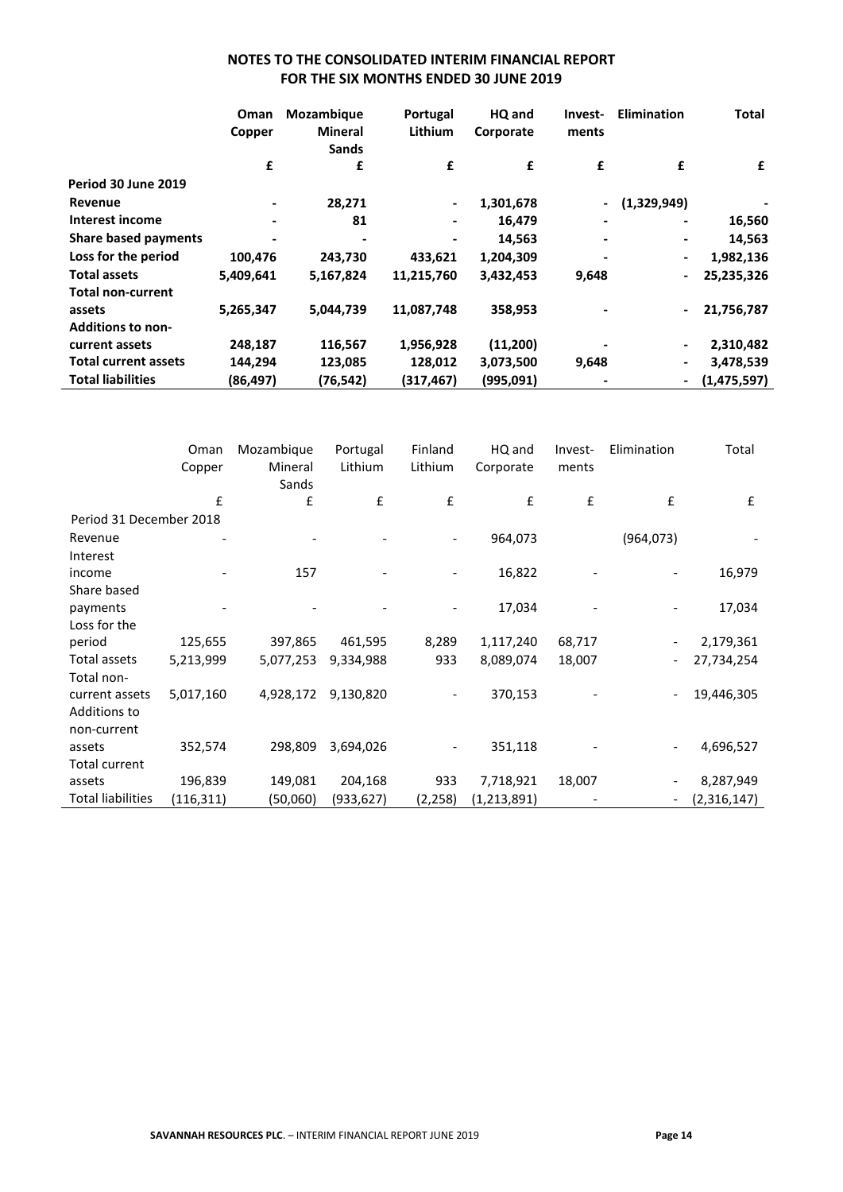## NOTES TO THE CONSOLIDATED INTERIM FINANCIAL REPORT FOR THE SIX MONTHS ENDED 30 JUNE 2019

| | Oman Copper | Mozambique Mineral Sands | Portugal Lithium | HQ and Corporate | Invest-ments | Elimination | Total |
|---|---|---|---|---|---|---|---|
| | £ | £ | £ | £ | £ | £ | £ |
| **Period 30 June 2019** | | | | | | | |
| **Revenue** | - | 28,271 | - | 1,301,678 | - | (1,329,949) | - |
| **Interest income** | - | 81 | - | 16,479 | - | - | 16,560 |
| **Share based payments** | - | - | - | 14,563 | - | - | 14,563 |
| **Loss for the period** | 100,476 | 243,730 | 433,621 | 1,204,309 | - | - | 1,982,136 |
| **Total assets** | 5,409,641 | 5,167,824 | 11,215,760 | 3,432,453 | 9,648 | - | 25,235,326 |
| **Total non-current assets** | 5,265,347 | 5,044,739 | 11,087,748 | 358,953 | - | - | 21,756,787 |
| **Additions to non-current assets** | 248,187 | 116,567 | 1,956,928 | (11,200) | - | - | 2,310,482 |
| **Total current assets** | 144,294 | 123,085 | 128,012 | 3,073,500 | 9,648 | - | 3,478,539 |
| **Total liabilities** | (86,497) | (76,542) | (317,467) | (995,091) | - | - | (1,475,597) |

| | Oman Copper | Mozambique Mineral Sands | Portugal Lithium | Finland Lithium | HQ and Corporate | Invest-ments | Elimination | Total |
|---|---|---|---|---|---|---|---|---|
| | £ | £ | £ | £ | £ | £ | £ | £ |
| Period 31 December 2018 | | | | | | | | |
| Revenue | - | - | - | - | 964,073 | | (964,073) | - |
| Interest income | - | 157 | - | - | 16,822 | - | - | 16,979 |
| Share based payments | - | - | - | - | 17,034 | - | - | 17,034 |
| Loss for the period | 125,655 | 397,865 | 461,595 | 8,289 | 1,117,240 | 68,717 | - | 2,179,361 |
| Total assets | 5,213,999 | 5,077,253 | 9,334,988 | 933 | 8,089,074 | 18,007 | - | 27,734,254 |
| Total non-current assets | 5,017,160 | 4,928,172 | 9,130,820 | - | 370,153 | - | - | 19,446,305 |
| Additions to non-current assets | 352,574 | 298,809 | 3,694,026 | - | 351,118 | - | - | 4,696,527 |
| Total current assets | 196,839 | 149,081 | 204,168 | 933 | 7,718,921 | 18,007 | - | 8,287,949 |
| Total liabilities | (116,311) | (50,060) | (933,627) | (2,258) | (1,213,891) | - | - | (2,316,147) |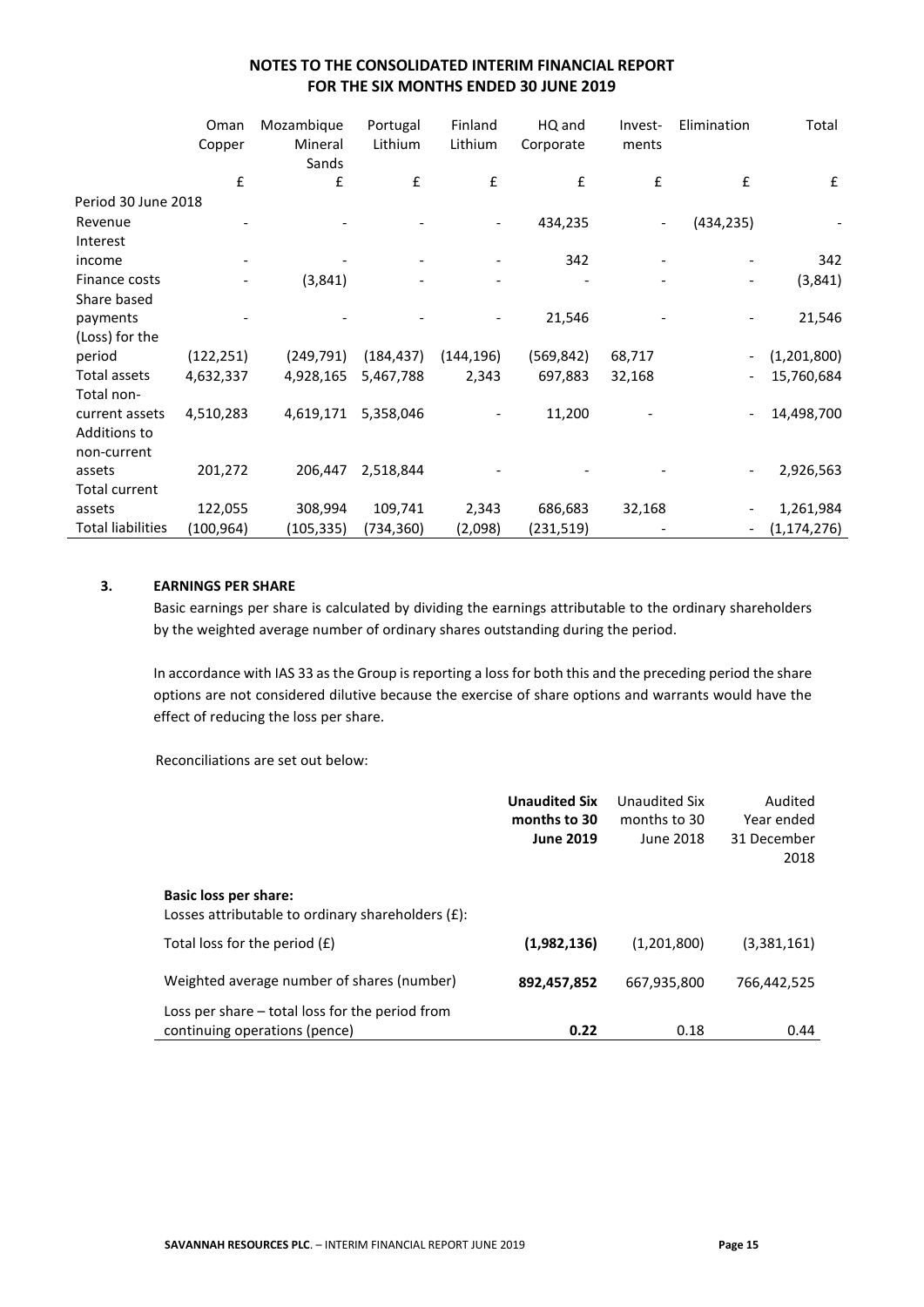## NOTES TO THE CONSOLIDATED INTERIM FINANCIAL REPORT FOR THE SIX MONTHS ENDED 30 JUNE 2019

| | Oman Copper | Mozambique Mineral Sands | Portugal Lithium | Finland Lithium | HQ and Corporate | Invest-ments | Elimination | Total |
|---|---|---|---|---|---|---|---|---|
| | £ | £ | £ | £ | £ | £ | £ | £ |
| Period 30 June 2018 | | | | | | | | |
| Revenue | - | - | - | - | 434,235 | - | (434,235) | - |
| Interest income | - | - | - | - | 342 | - | - | 342 |
| Finance costs | - | (3,841) | - | - | - | - | - | (3,841) |
| Share based payments | - | - | - | - | 21,546 | - | - | 21,546 |
| (Loss) for the period | (122,251) | (249,791) | (184,437) | (144,196) | (569,842) | 68,717 | - | (1,201,800) |
| Total assets | 4,632,337 | 4,928,165 | 5,467,788 | 2,343 | 697,883 | 32,168 | - | 15,760,684 |
| Total non-current assets | 4,510,283 | 4,619,171 | 5,358,046 | - | 11,200 | - | - | 14,498,700 |
| Additions to non-current assets | 201,272 | 206,447 | 2,518,844 | - | - | - | - | 2,926,563 |
| Total current assets | 122,055 | 308,994 | 109,741 | 2,343 | 686,683 | 32,168 | - | 1,261,984 |
| Total liabilities | (100,964) | (105,335) | (734,360) | (2,098) | (231,519) | - | - | (1,174,276) |

### 3. EARNINGS PER SHARE

Basic earnings per share is calculated by dividing the earnings attributable to the ordinary shareholders by the weighted average number of ordinary shares outstanding during the period.

In accordance with IAS 33 as the Group is reporting a loss for both this and the preceding period the share options are not considered dilutive because the exercise of share options and warrants would have the effect of reducing the loss per share.

Reconciliations are set out below:

| | **Unaudited Six months to 30 June 2019** | Unaudited Six months to 30 June 2018 | Audited Year ended 31 December 2018 |
|---|---|---|---|
| **Basic loss per share:** | | | |
| Losses attributable to ordinary shareholders (£): | | | |
| Total loss for the period (£) | **(1,982,136)** | (1,201,800) | (3,381,161) |
| Weighted average number of shares (number) | **892,457,852** | 667,935,800 | 766,442,525 |
| Loss per share – total loss for the period from continuing operations (pence) | **0.22** | 0.18 | 0.44 |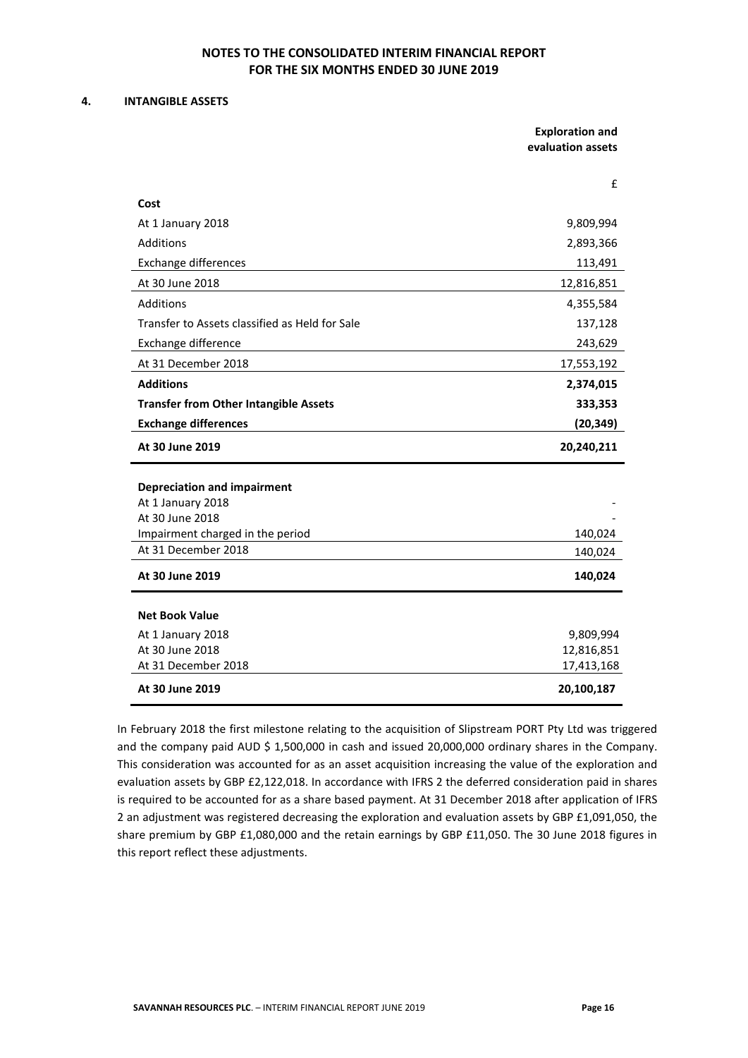## NOTES TO THE CONSOLIDATED INTERIM FINANCIAL REPORT FOR THE SIX MONTHS ENDED 30 JUNE 2019

### 4. INTANGIBLE ASSETS

| | Exploration and evaluation assets |
|---|---|
| | £ |
| **Cost** | |
| At 1 January 2018 | 9,809,994 |
| Additions | 2,893,366 |
| Exchange differences | 113,491 |
| At 30 June 2018 | 12,816,851 |
| Additions | 4,355,584 |
| Transfer to Assets classified as Held for Sale | 137,128 |
| Exchange difference | 243,629 |
| At 31 December 2018 | 17,553,192 |
| **Additions** | **2,374,015** |
| **Transfer from Other Intangible Assets** | **333,353** |
| **Exchange differences** | **(20,349)** |
| **At 30 June 2019** | **20,240,211** |
| | |
| **Depreciation and impairment** | |
| At 1 January 2018 | - |
| At 30 June 2018 | - |
| Impairment charged in the period | 140,024 |
| At 31 December 2018 | 140,024 |
| **At 30 June 2019** | **140,024** |
| | |
| **Net Book Value** | |
| At 1 January 2018 | 9,809,994 |
| At 30 June 2018 | 12,816,851 |
| At 31 December 2018 | 17,413,168 |
| **At 30 June 2019** | **20,100,187** |

In February 2018 the first milestone relating to the acquisition of Slipstream PORT Pty Ltd was triggered and the company paid AUD $ 1,500,000 in cash and issued 20,000,000 ordinary shares in the Company. This consideration was accounted for as an asset acquisition increasing the value of the exploration and evaluation assets by GBP £2,122,018. In accordance with IFRS 2 the deferred consideration paid in shares is required to be accounted for as a share based payment. At 31 December 2018 after application of IFRS 2 an adjustment was registered decreasing the exploration and evaluation assets by GBP £1,091,050, the share premium by GBP £1,080,000 and the retain earnings by GBP £11,050. The 30 June 2018 figures in this report reflect these adjustments.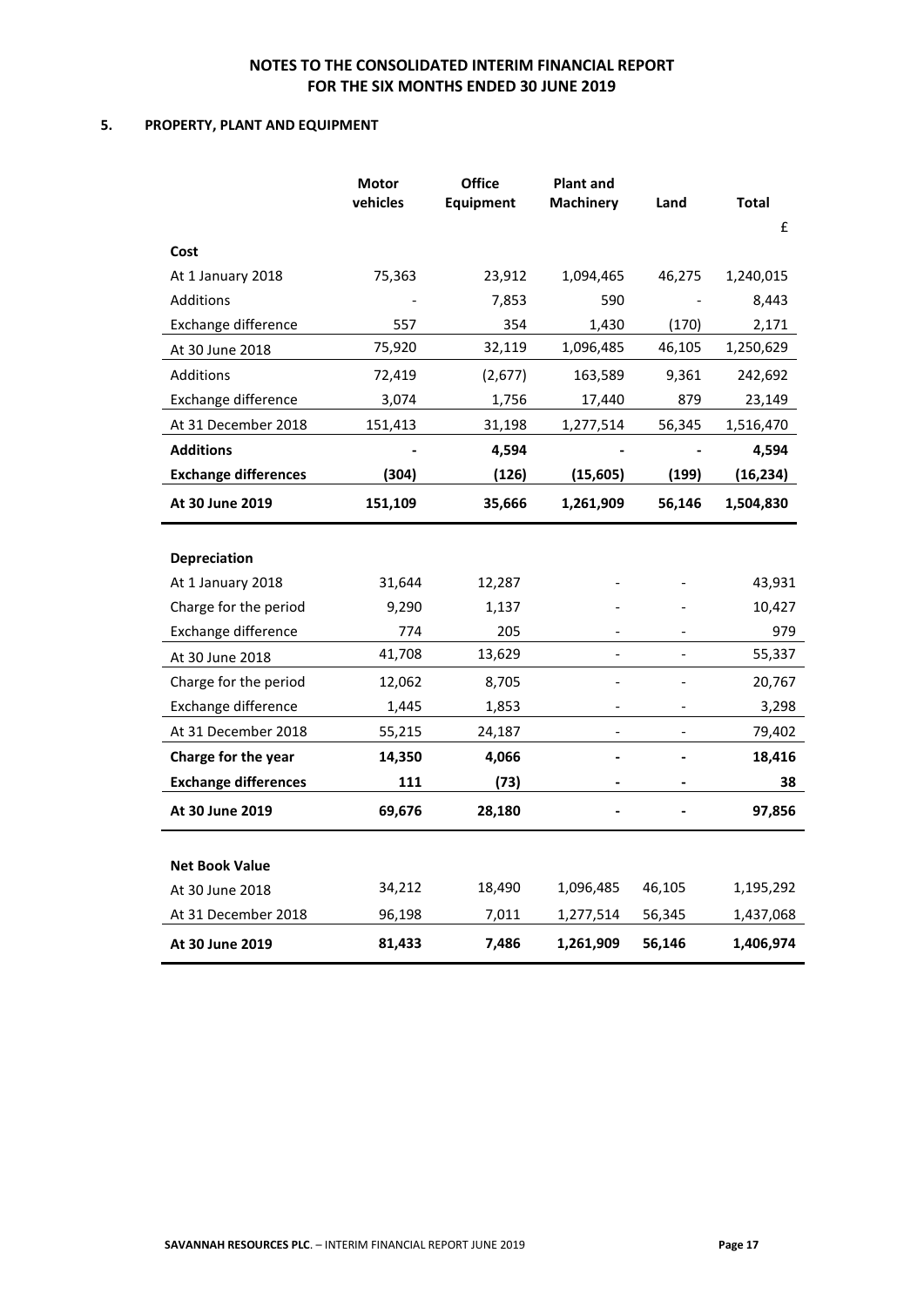# NOTES TO THE CONSOLIDATED INTERIM FINANCIAL REPORT FOR THE SIX MONTHS ENDED 30 JUNE 2019

## 5. PROPERTY, PLANT AND EQUIPMENT

| | Motor vehicles | Office Equipment | Plant and Machinery | Land | Total |
|---|---|---|---|---|---|
| | | | | | £ |
| **Cost** | | | | | |
| At 1 January 2018 | 75,363 | 23,912 | 1,094,465 | 46,275 | 1,240,015 |
| Additions | - | 7,853 | 590 | - | 8,443 |
| Exchange difference | 557 | 354 | 1,430 | (170) | 2,171 |
| At 30 June 2018 | 75,920 | 32,119 | 1,096,485 | 46,105 | 1,250,629 |
| Additions | 72,419 | (2,677) | 163,589 | 9,361 | 242,692 |
| Exchange difference | 3,074 | 1,756 | 17,440 | 879 | 23,149 |
| At 31 December 2018 | 151,413 | 31,198 | 1,277,514 | 56,345 | 1,516,470 |
| **Additions** | **-** | **4,594** | **-** | **-** | **4,594** |
| **Exchange differences** | **(304)** | **(126)** | **(15,605)** | **(199)** | **(16,234)** |
| **At 30 June 2019** | **151,109** | **35,666** | **1,261,909** | **56,146** | **1,504,830** |
| | | | | | |
| **Depreciation** | | | | | |
| At 1 January 2018 | 31,644 | 12,287 | - | - | 43,931 |
| Charge for the period | 9,290 | 1,137 | - | - | 10,427 |
| Exchange difference | 774 | 205 | - | - | 979 |
| At 30 June 2018 | 41,708 | 13,629 | - | - | 55,337 |
| Charge for the period | 12,062 | 8,705 | - | - | 20,767 |
| Exchange difference | 1,445 | 1,853 | - | - | 3,298 |
| At 31 December 2018 | 55,215 | 24,187 | - | - | 79,402 |
| **Charge for the year** | **14,350** | **4,066** | **-** | **-** | **18,416** |
| **Exchange differences** | **111** | **(73)** | **-** | **-** | **38** |
| **At 30 June 2019** | **69,676** | **28,180** | **-** | **-** | **97,856** |
| | | | | | |
| **Net Book Value** | | | | | |
| At 30 June 2018 | 34,212 | 18,490 | 1,096,485 | 46,105 | 1,195,292 |
| At 31 December 2018 | 96,198 | 7,011 | 1,277,514 | 56,345 | 1,437,068 |
| **At 30 June 2019** | **81,433** | **7,486** | **1,261,909** | **56,146** | **1,406,974** |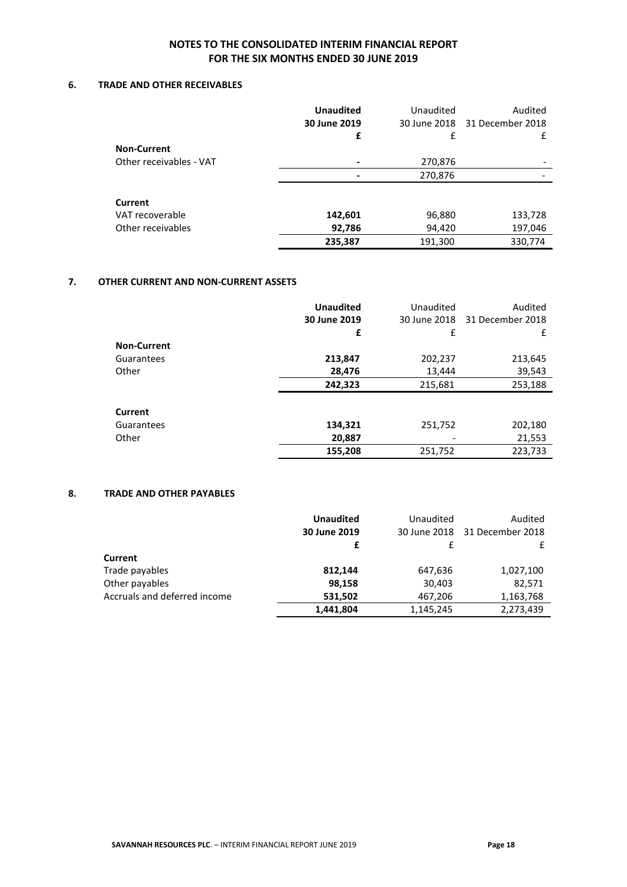## NOTES TO THE CONSOLIDATED INTERIM FINANCIAL REPORT FOR THE SIX MONTHS ENDED 30 JUNE 2019

### 6. TRADE AND OTHER RECEIVABLES

| | **Unaudited 30 June 2019 £** | Unaudited 30 June 2018 £ | Audited 31 December 2018 £ |
|---|---|---|---|
| **Non-Current** | | | |
| Other receivables - VAT | **-** | 270,876 | - |
| | **-** | 270,876 | - |
| **Current** | | | |
| VAT recoverable | **142,601** | 96,880 | 133,728 |
| Other receivables | **92,786** | 94,420 | 197,046 |
| | **235,387** | 191,300 | 330,774 |

### 7. OTHER CURRENT AND NON-CURRENT ASSETS

| | **Unaudited 30 June 2019 £** | Unaudited 30 June 2018 £ | Audited 31 December 2018 £ |
|---|---|---|---|
| **Non-Current** | | | |
| Guarantees | **213,847** | 202,237 | 213,645 |
| Other | **28,476** | 13,444 | 39,543 |
| | **242,323** | 215,681 | 253,188 |
| **Current** | | | |
| Guarantees | **134,321** | 251,752 | 202,180 |
| Other | **20,887** | - | 21,553 |
| | **155,208** | 251,752 | 223,733 |

### 8. TRADE AND OTHER PAYABLES

| | **Unaudited 30 June 2019 £** | Unaudited 30 June 2018 £ | Audited 31 December 2018 £ |
|---|---|---|---|
| **Current** | | | |
| Trade payables | **812,144** | 647,636 | 1,027,100 |
| Other payables | **98,158** | 30,403 | 82,571 |
| Accruals and deferred income | **531,502** | 467,206 | 1,163,768 |
| | **1,441,804** | 1,145,245 | 2,273,439 |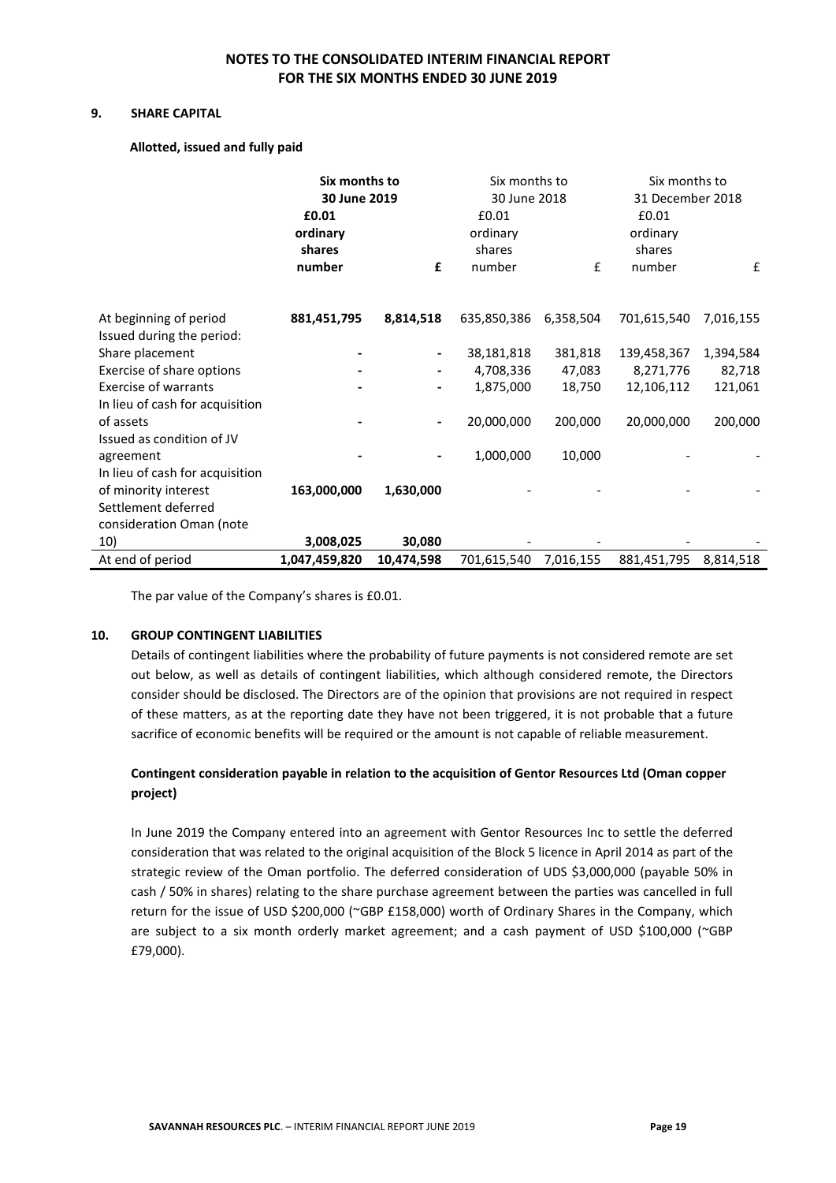# NOTES TO THE CONSOLIDATED INTERIM FINANCIAL REPORT FOR THE SIX MONTHS ENDED 30 JUNE 2019

## 9. SHARE CAPITAL

**Allotted, issued and fully paid**

| | **Six months to 30 June 2019** | | Six months to 30 June 2018 | | Six months to 31 December 2018 | |
|---|---|---|---|---|---|---|
| | **£0.01 ordinary shares number** | **£** | £0.01 ordinary shares number | £ | £0.01 ordinary shares number | £ |
| At beginning of period | **881,451,795** | **8,814,518** | 635,850,386 | 6,358,504 | 701,615,540 | 7,016,155 |
| Issued during the period: | | | | | | |
| Share placement | **-** | **-** | 38,181,818 | 381,818 | 139,458,367 | 1,394,584 |
| Exercise of share options | **-** | **-** | 4,708,336 | 47,083 | 8,271,776 | 82,718 |
| Exercise of warrants | **-** | **-** | 1,875,000 | 18,750 | 12,106,112 | 121,061 |
| In lieu of cash for acquisition of assets | **-** | **-** | 20,000,000 | 200,000 | 20,000,000 | 200,000 |
| Issued as condition of JV agreement | **-** | **-** | 1,000,000 | 10,000 | - | - |
| In lieu of cash for acquisition of minority interest | **163,000,000** | **1,630,000** | - | - | - | - |
| Settlement deferred consideration Oman (note 10) | **3,008,025** | **30,080** | - | - | - | - |
| At end of period | **1,047,459,820** | **10,474,598** | 701,615,540 | 7,016,155 | 881,451,795 | 8,814,518 |

The par value of the Company's shares is £0.01.

## 10. GROUP CONTINGENT LIABILITIES

Details of contingent liabilities where the probability of future payments is not considered remote are set out below, as well as details of contingent liabilities, which although considered remote, the Directors consider should be disclosed. The Directors are of the opinion that provisions are not required in respect of these matters, as at the reporting date they have not been triggered, it is not probable that a future sacrifice of economic benefits will be required or the amount is not capable of reliable measurement.

**Contingent consideration payable in relation to the acquisition of Gentor Resources Ltd (Oman copper project)**

In June 2019 the Company entered into an agreement with Gentor Resources Inc to settle the deferred consideration that was related to the original acquisition of the Block 5 licence in April 2014 as part of the strategic review of the Oman portfolio. The deferred consideration of UDS $3,000,000 (payable 50% in cash / 50% in shares) relating to the share purchase agreement between the parties was cancelled in full return for the issue of USD $200,000 (~GBP £158,000) worth of Ordinary Shares in the Company, which are subject to a six month orderly market agreement; and a cash payment of USD $100,000 (~GBP £79,000).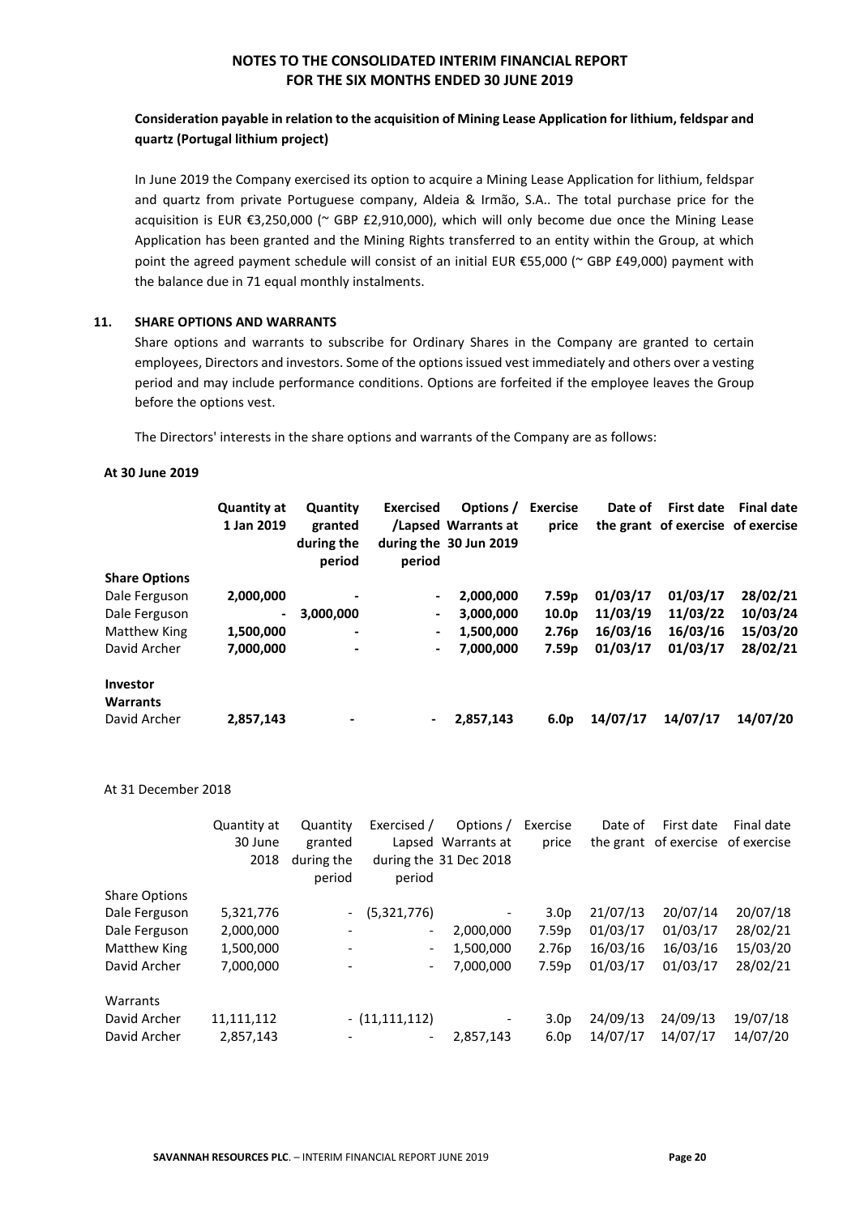**Consideration payable in relation to the acquisition of Mining Lease Application for lithium, feldspar and quartz (Portugal lithium project)**

In June 2019 the Company exercised its option to acquire a Mining Lease Application for lithium, feldspar and quartz from private Portuguese company, Aldeia & Irmão, S.A.. The total purchase price for the acquisition is EUR €3,250,000 (~ GBP £2,910,000), which will only become due once the Mining Lease Application has been granted and the Mining Rights transferred to an entity within the Group, at which point the agreed payment schedule will consist of an initial EUR €55,000 (~ GBP £49,000) payment with the balance due in 71 equal monthly instalments.

## 11. SHARE OPTIONS AND WARRANTS

Share options and warrants to subscribe for Ordinary Shares in the Company are granted to certain employees, Directors and investors. Some of the options issued vest immediately and others over a vesting period and may include performance conditions. Options are forfeited if the employee leaves the Group before the options vest.

The Directors' interests in the share options and warrants of the Company are as follows:

**At 30 June 2019**

| | Quantity at 1 Jan 2019 | Quantity granted during the period | Exercised /Lapsed during the period | Options / Warrants at 30 Jun 2019 | Exercise price | Date of the grant | First date of exercise | Final date of exercise |
|---|---|---|---|---|---|---|---|---|
| **Share Options** | | | | | | | | |
| Dale Ferguson | **2,000,000** | **-** | **-** | **2,000,000** | **7.59p** | **01/03/17** | **01/03/17** | **28/02/21** |
| Dale Ferguson | **-** | **3,000,000** | **-** | **3,000,000** | **10.0p** | **11/03/19** | **11/03/22** | **10/03/24** |
| Matthew King | **1,500,000** | **-** | **-** | **1,500,000** | **2.76p** | **16/03/16** | **16/03/16** | **15/03/20** |
| David Archer | **7,000,000** | **-** | **-** | **7,000,000** | **7.59p** | **01/03/17** | **01/03/17** | **28/02/21** |
| **Investor Warrants** | | | | | | | | |
| David Archer | **2,857,143** | **-** | **-** | **2,857,143** | **6.0p** | **14/07/17** | **14/07/17** | **14/07/20** |

At 31 December 2018

| | Quantity at 30 June 2018 | Quantity granted during the period | Exercised / Lapsed during the period | Options / Warrants at 31 Dec 2018 | Exercise price | Date of the grant | First date of exercise | Final date of exercise |
|---|---|---|---|---|---|---|---|---|
| Share Options | | | | | | | | |
| Dale Ferguson | 5,321,776 | - | (5,321,776) | - | 3.0p | 21/07/13 | 20/07/14 | 20/07/18 |
| Dale Ferguson | 2,000,000 | - | - | 2,000,000 | 7.59p | 01/03/17 | 01/03/17 | 28/02/21 |
| Matthew King | 1,500,000 | - | - | 1,500,000 | 2.76p | 16/03/16 | 16/03/16 | 15/03/20 |
| David Archer | 7,000,000 | - | - | 7,000,000 | 7.59p | 01/03/17 | 01/03/17 | 28/02/21 |
| Warrants | | | | | | | | |
| David Archer | 11,111,112 | - | (11,111,112) | - | 3.0p | 24/09/13 | 24/09/13 | 19/07/18 |
| David Archer | 2,857,143 | - | - | 2,857,143 | 6.0p | 14/07/17 | 14/07/17 | 14/07/20 |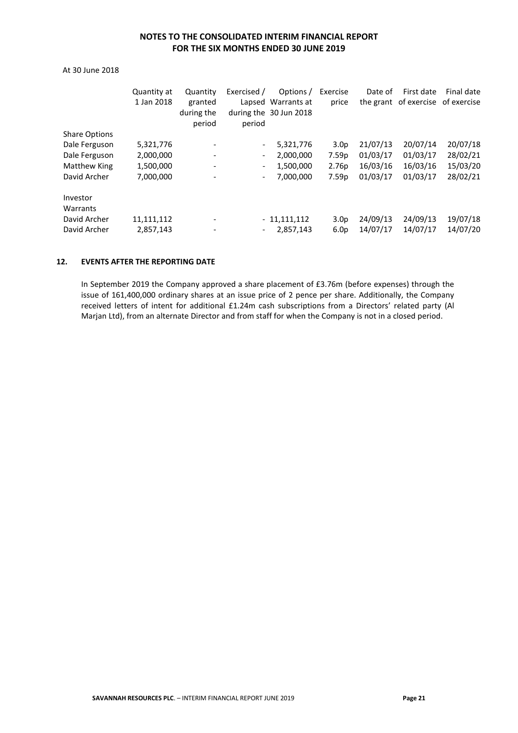At 30 June 2018

| | Quantity at 1 Jan 2018 | Quantity granted during the period | Exercised / Lapsed during the period | Options / Warrants at 30 Jun 2018 | Exercise price | Date of the grant | First date of exercise | Final date of exercise |
|---|---|---|---|---|---|---|---|---|
| Share Options | | | | | | | | |
| Dale Ferguson | 5,321,776 | - | - | 5,321,776 | 3.0p | 21/07/13 | 20/07/14 | 20/07/18 |
| Dale Ferguson | 2,000,000 | - | - | 2,000,000 | 7.59p | 01/03/17 | 01/03/17 | 28/02/21 |
| Matthew King | 1,500,000 | - | - | 1,500,000 | 2.76p | 16/03/16 | 16/03/16 | 15/03/20 |
| David Archer | 7,000,000 | - | - | 7,000,000 | 7.59p | 01/03/17 | 01/03/17 | 28/02/21 |
| Investor Warrants | | | | | | | | |
| David Archer | 11,111,112 | - | - | 11,111,112 | 3.0p | 24/09/13 | 24/09/13 | 19/07/18 |
| David Archer | 2,857,143 | - | - | 2,857,143 | 6.0p | 14/07/17 | 14/07/17 | 14/07/20 |

## 12. EVENTS AFTER THE REPORTING DATE

In September 2019 the Company approved a share placement of £3.76m (before expenses) through the issue of 161,400,000 ordinary shares at an issue price of 2 pence per share. Additionally, the Company received letters of intent for additional £1.24m cash subscriptions from a Directors' related party (Al Marjan Ltd), from an alternate Director and from staff for when the Company is not in a closed period.